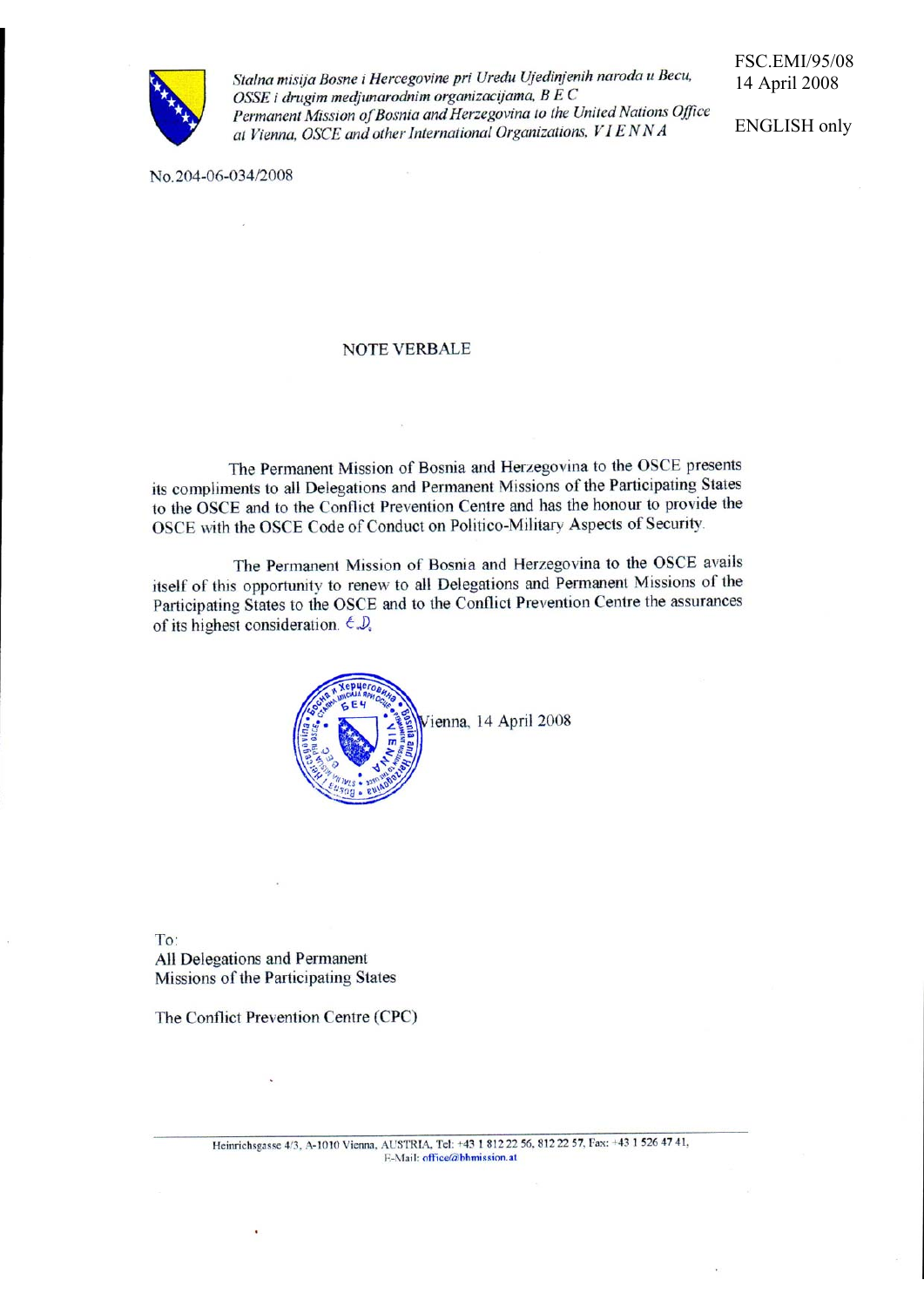*Stalna misija Bosne i Hercegovine pri Uredu Ujedinjenih naroda u Becu, OSSE i drugim medjunarodnim organizacijama, B E C*
*Permanent Mission of Bosnia and Herzegovina to the United Nations Office at Vienna, OSCE and other International Organizations, V I E N N A*

FSC.EMI/95/08
14 April 2008

ENGLISH only

No.204-06-034/2008

NOTE VERBALE

The Permanent Mission of Bosnia and Herzegovina to the OSCE presents its compliments to all Delegations and Permanent Missions of the Participating States to the OSCE and to the Conflict Prevention Centre and has the honour to provide the OSCE with the OSCE Code of Conduct on Politico-Military Aspects of Security.

The Permanent Mission of Bosnia and Herzegovina to the OSCE avails itself of this opportunity to renew to all Delegations and Permanent Missions of the Participating States to the OSCE and to the Conflict Prevention Centre the assurances of its highest consideration.

Vienna, 14 April 2008

To:
All Delegations and Permanent Missions of the Participating States

The Conflict Prevention Centre (CPC)

Heinrichsgasse 4/3, A-1010 Vienna, AUSTRIA, Tel: +43 1 812 22 56, 812 22 57, Fax: +43 1 526 47 41,
E-Mail: office@bhmission.at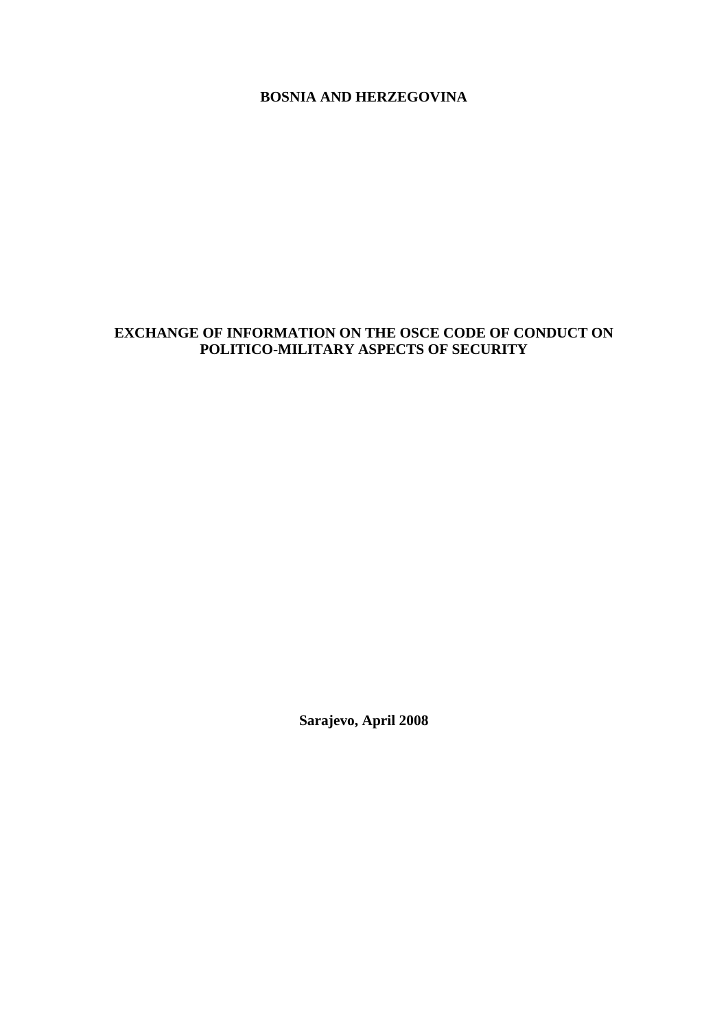**BOSNIA AND HERZEGOVINA**

# EXCHANGE OF INFORMATION ON THE OSCE CODE OF CONDUCT ON POLITICO-MILITARY ASPECTS OF SECURITY

**Sarajevo, April 2008**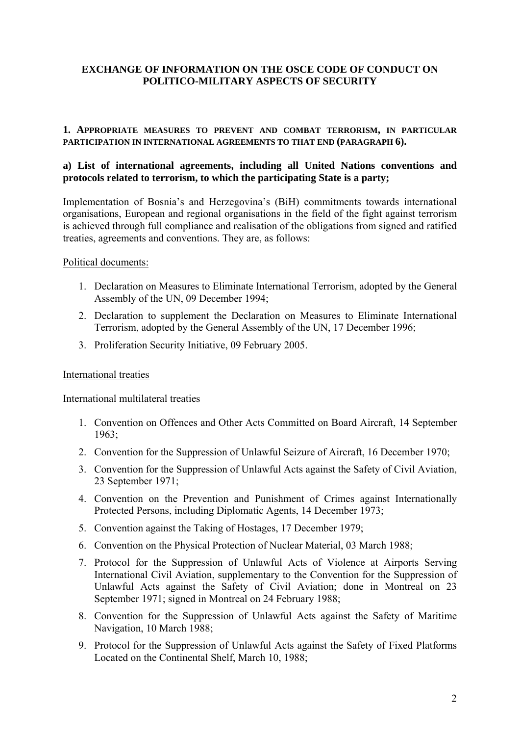# EXCHANGE OF INFORMATION ON THE OSCE CODE OF CONDUCT ON POLITICO-MILITARY ASPECTS OF SECURITY

## 1. Appropriate measures to prevent and combat terrorism, in particular participation in international agreements to that end (paragraph 6).

### a) List of international agreements, including all United Nations conventions and protocols related to terrorism, to which the participating State is a party;

Implementation of Bosnia's and Herzegovina's (BiH) commitments towards international organisations, European and regional organisations in the field of the fight against terrorism is achieved through full compliance and realisation of the obligations from signed and ratified treaties, agreements and conventions. They are, as follows:

Political documents:

1. Declaration on Measures to Eliminate International Terrorism, adopted by the General Assembly of the UN, 09 December 1994;
2. Declaration to supplement the Declaration on Measures to Eliminate International Terrorism, adopted by the General Assembly of the UN, 17 December 1996;
3. Proliferation Security Initiative, 09 February 2005.

International treaties

International multilateral treaties

1. Convention on Offences and Other Acts Committed on Board Aircraft, 14 September 1963;
2. Convention for the Suppression of Unlawful Seizure of Aircraft, 16 December 1970;
3. Convention for the Suppression of Unlawful Acts against the Safety of Civil Aviation, 23 September 1971;
4. Convention on the Prevention and Punishment of Crimes against Internationally Protected Persons, including Diplomatic Agents, 14 December 1973;
5. Convention against the Taking of Hostages, 17 December 1979;
6. Convention on the Physical Protection of Nuclear Material, 03 March 1988;
7. Protocol for the Suppression of Unlawful Acts of Violence at Airports Serving International Civil Aviation, supplementary to the Convention for the Suppression of Unlawful Acts against the Safety of Civil Aviation; done in Montreal on 23 September 1971; signed in Montreal on 24 February 1988;
8. Convention for the Suppression of Unlawful Acts against the Safety of Maritime Navigation, 10 March 1988;
9. Protocol for the Suppression of Unlawful Acts against the Safety of Fixed Platforms Located on the Continental Shelf, March 10, 1988;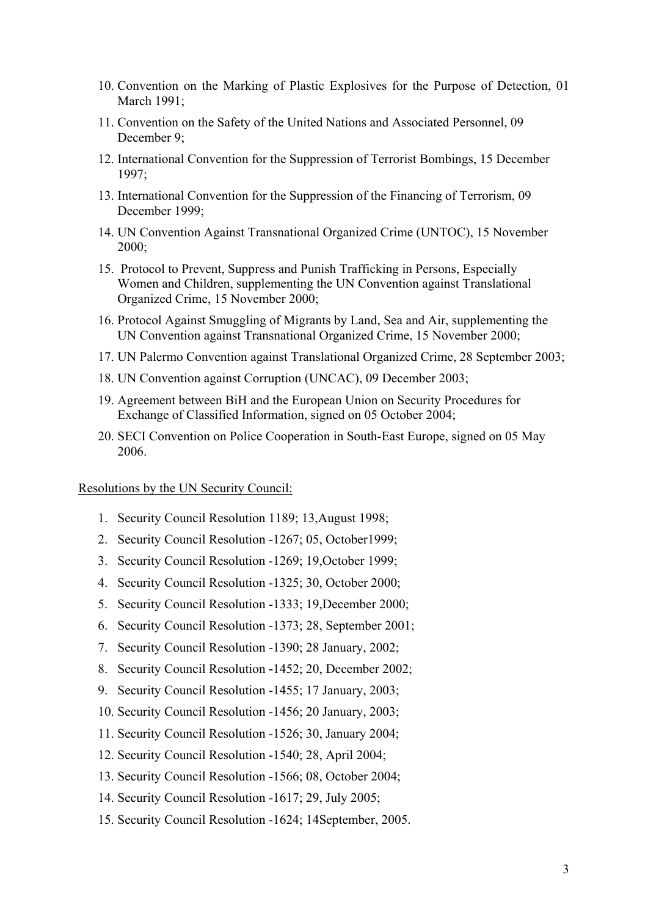10. Convention on the Marking of Plastic Explosives for the Purpose of Detection, 01 March 1991;
11. Convention on the Safety of the United Nations and Associated Personnel, 09 December 9;
12. International Convention for the Suppression of Terrorist Bombings, 15 December 1997;
13. International Convention for the Suppression of the Financing of Terrorism, 09 December 1999;
14. UN Convention Against Transnational Organized Crime (UNTOC), 15 November 2000;
15. Protocol to Prevent, Suppress and Punish Trafficking in Persons, Especially Women and Children, supplementing the UN Convention against Translational Organized Crime, 15 November 2000;
16. Protocol Against Smuggling of Migrants by Land, Sea and Air, supplementing the UN Convention against Transnational Organized Crime, 15 November 2000;
17. UN Palermo Convention against Translational Organized Crime, 28 September 2003;
18. UN Convention against Corruption (UNCAC), 09 December 2003;
19. Agreement between BiH and the European Union on Security Procedures for Exchange of Classified Information, signed on 05 October 2004;
20. SECI Convention on Police Cooperation in South-East Europe, signed on 05 May 2006.

Resolutions by the UN Security Council:

1. Security Council Resolution 1189; 13,August 1998;
2. Security Council Resolution -1267; 05, October1999;
3. Security Council Resolution -1269; 19,October 1999;
4. Security Council Resolution -1325; 30, October 2000;
5. Security Council Resolution -1333; 19,December 2000;
6. Security Council Resolution -1373; 28, September 2001;
7. Security Council Resolution -1390; 28 January, 2002;
8. Security Council Resolution -1452; 20, December 2002;
9. Security Council Resolution -1455; 17 January, 2003;
10. Security Council Resolution -1456; 20 January, 2003;
11. Security Council Resolution -1526; 30, January 2004;
12. Security Council Resolution -1540; 28, April 2004;
13. Security Council Resolution -1566; 08, October 2004;
14. Security Council Resolution -1617; 29, July 2005;
15. Security Council Resolution -1624; 14September, 2005.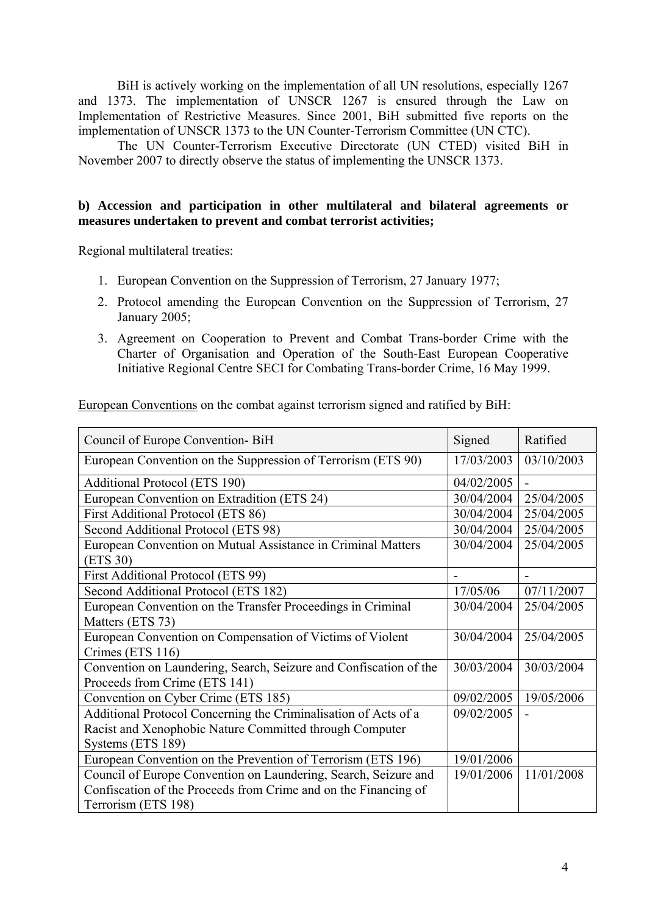BiH is actively working on the implementation of all UN resolutions, especially 1267 and 1373. The implementation of UNSCR 1267 is ensured through the Law on Implementation of Restrictive Measures. Since 2001, BiH submitted five reports on the implementation of UNSCR 1373 to the UN Counter-Terrorism Committee (UN CTC).

The UN Counter-Terrorism Executive Directorate (UN CTED) visited BiH in November 2007 to directly observe the status of implementing the UNSCR 1373.

**b) Accession and participation in other multilateral and bilateral agreements or measures undertaken to prevent and combat terrorist activities;**

Regional multilateral treaties:

1. European Convention on the Suppression of Terrorism, 27 January 1977;
2. Protocol amending the European Convention on the Suppression of Terrorism, 27 January 2005;
3. Agreement on Cooperation to Prevent and Combat Trans-border Crime with the Charter of Organisation and Operation of the South-East European Cooperative Initiative Regional Centre SECI for Combating Trans-border Crime, 16 May 1999.

European Conventions on the combat against terrorism signed and ratified by BiH:

| Council of Europe Convention- BiH | Signed | Ratified |
|---|---|---|
| European Convention on the Suppression of Terrorism (ETS 90) | 17/03/2003 | 03/10/2003 |
| Additional Protocol (ETS 190) | 04/02/2005 | - |
| European Convention on Extradition (ETS 24) | 30/04/2004 | 25/04/2005 |
| First Additional Protocol (ETS 86) | 30/04/2004 | 25/04/2005 |
| Second Additional Protocol (ETS 98) | 30/04/2004 | 25/04/2005 |
| European Convention on Mutual Assistance in Criminal Matters (ETS 30) | 30/04/2004 | 25/04/2005 |
| First Additional Protocol (ETS 99) | - | - |
| Second Additional Protocol (ETS 182) | 17/05/06 | 07/11/2007 |
| European Convention on the Transfer Proceedings in Criminal Matters (ETS 73) | 30/04/2004 | 25/04/2005 |
| European Convention on Compensation of Victims of Violent Crimes (ETS 116) | 30/04/2004 | 25/04/2005 |
| Convention on Laundering, Search, Seizure and Confiscation of the Proceeds from Crime (ETS 141) | 30/03/2004 | 30/03/2004 |
| Convention on Cyber Crime (ETS 185) | 09/02/2005 | 19/05/2006 |
| Additional Protocol Concerning the Criminalisation of Acts of a Racist and Xenophobic Nature Committed through Computer Systems (ETS 189) | 09/02/2005 | - |
| European Convention on the Prevention of Terrorism (ETS 196) | 19/01/2006 | |
| Council of Europe Convention on Laundering, Search, Seizure and Confiscation of the Proceeds from Crime and on the Financing of Terrorism (ETS 198) | 19/01/2006 | 11/01/2008 |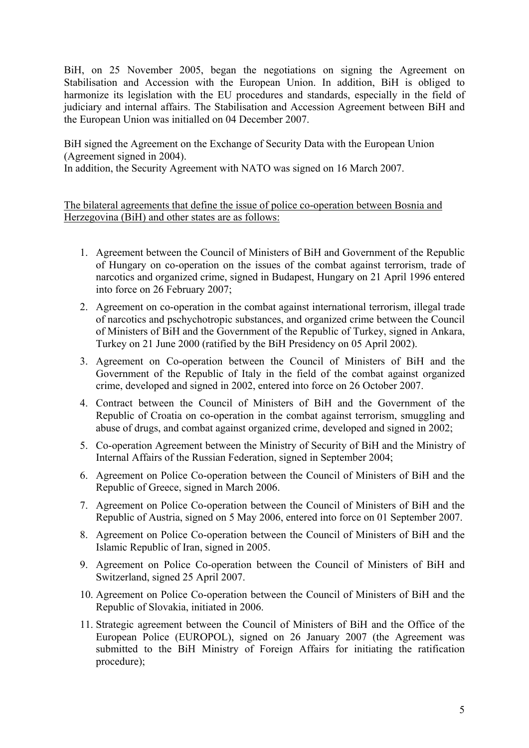BiH, on 25 November 2005, began the negotiations on signing the Agreement on Stabilisation and Accession with the European Union. In addition, BiH is obliged to harmonize its legislation with the EU procedures and standards, especially in the field of judiciary and internal affairs. The Stabilisation and Accession Agreement between BiH and the European Union was initialled on 04 December 2007.

BiH signed the Agreement on the Exchange of Security Data with the European Union (Agreement signed in 2004).
In addition, the Security Agreement with NATO was signed on 16 March 2007.

<u>The bilateral agreements that define the issue of police co-operation between Bosnia and Herzegovina (BiH) and other states are as follows:</u>

1. Agreement between the Council of Ministers of BiH and Government of the Republic of Hungary on co-operation on the issues of the combat against terrorism, trade of narcotics and organized crime, signed in Budapest, Hungary on 21 April 1996 entered into force on 26 February 2007;
2. Agreement on co-operation in the combat against international terrorism, illegal trade of narcotics and pschychotropic substances, and organized crime between the Council of Ministers of BiH and the Government of the Republic of Turkey, signed in Ankara, Turkey on 21 June 2000 (ratified by the BiH Presidency on 05 April 2002).
3. Agreement on Co-operation between the Council of Ministers of BiH and the Government of the Republic of Italy in the field of the combat against organized crime, developed and signed in 2002, entered into force on 26 October 2007.
4. Contract between the Council of Ministers of BiH and the Government of the Republic of Croatia on co-operation in the combat against terrorism, smuggling and abuse of drugs, and combat against organized crime, developed and signed in 2002;
5. Co-operation Agreement between the Ministry of Security of BiH and the Ministry of Internal Affairs of the Russian Federation, signed in September 2004;
6. Agreement on Police Co-operation between the Council of Ministers of BiH and the Republic of Greece, signed in March 2006.
7. Agreement on Police Co-operation between the Council of Ministers of BiH and the Republic of Austria, signed on 5 May 2006, entered into force on 01 September 2007.
8. Agreement on Police Co-operation between the Council of Ministers of BiH and the Islamic Republic of Iran, signed in 2005.
9. Agreement on Police Co-operation between the Council of Ministers of BiH and Switzerland, signed 25 April 2007.
10. Agreement on Police Co-operation between the Council of Ministers of BiH and the Republic of Slovakia, initiated in 2006.
11. Strategic agreement between the Council of Ministers of BiH and the Office of the European Police (EUROPOL), signed on 26 January 2007 (the Agreement was submitted to the BiH Ministry of Foreign Affairs for initiating the ratification procedure);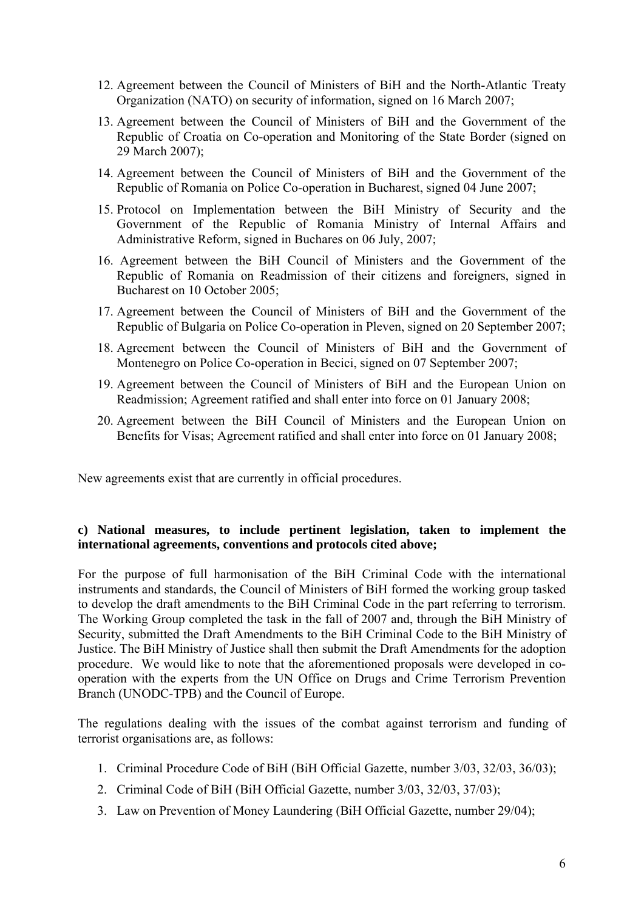12. Agreement between the Council of Ministers of BiH and the North-Atlantic Treaty Organization (NATO) on security of information, signed on 16 March 2007;
13. Agreement between the Council of Ministers of BiH and the Government of the Republic of Croatia on Co-operation and Monitoring of the State Border (signed on 29 March 2007);
14. Agreement between the Council of Ministers of BiH and the Government of the Republic of Romania on Police Co-operation in Bucharest, signed 04 June 2007;
15. Protocol on Implementation between the BiH Ministry of Security and the Government of the Republic of Romania Ministry of Internal Affairs and Administrative Reform, signed in Buchares on 06 July, 2007;
16. Agreement between the BiH Council of Ministers and the Government of the Republic of Romania on Readmission of their citizens and foreigners, signed in Bucharest on 10 October 2005;
17. Agreement between the Council of Ministers of BiH and the Government of the Republic of Bulgaria on Police Co-operation in Pleven, signed on 20 September 2007;
18. Agreement between the Council of Ministers of BiH and the Government of Montenegro on Police Co-operation in Becici, signed on 07 September 2007;
19. Agreement between the Council of Ministers of BiH and the European Union on Readmission; Agreement ratified and shall enter into force on 01 January 2008;
20. Agreement between the BiH Council of Ministers and the European Union on Benefits for Visas; Agreement ratified and shall enter into force on 01 January 2008;

New agreements exist that are currently in official procedures.

**c) National measures, to include pertinent legislation, taken to implement the international agreements, conventions and protocols cited above;**

For the purpose of full harmonisation of the BiH Criminal Code with the international instruments and standards, the Council of Ministers of BiH formed the working group tasked to develop the draft amendments to the BiH Criminal Code in the part referring to terrorism. The Working Group completed the task in the fall of 2007 and, through the BiH Ministry of Security, submitted the Draft Amendments to the BiH Criminal Code to the BiH Ministry of Justice. The BiH Ministry of Justice shall then submit the Draft Amendments for the adoption procedure. We would like to note that the aforementioned proposals were developed in co-operation with the experts from the UN Office on Drugs and Crime Terrorism Prevention Branch (UNODC-TPB) and the Council of Europe.

The regulations dealing with the issues of the combat against terrorism and funding of terrorist organisations are, as follows:

1. Criminal Procedure Code of BiH (BiH Official Gazette, number 3/03, 32/03, 36/03);
2. Criminal Code of BiH (BiH Official Gazette, number 3/03, 32/03, 37/03);
3. Law on Prevention of Money Laundering (BiH Official Gazette, number 29/04);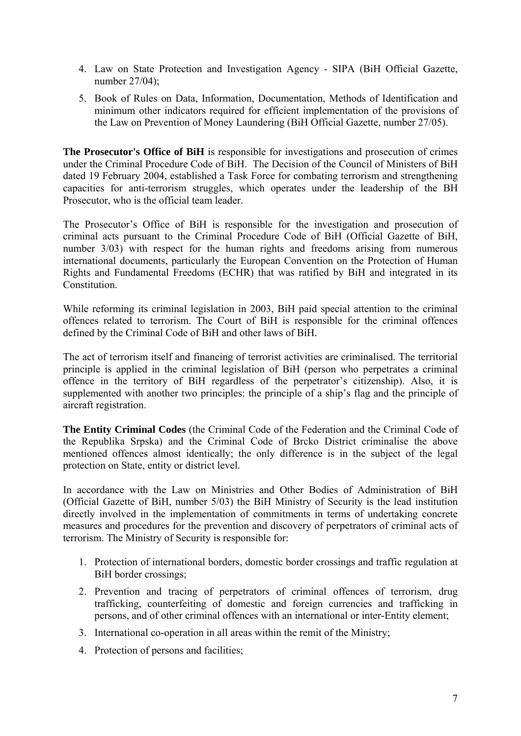4. Law on State Protection and Investigation Agency - SIPA (BiH Official Gazette, number 27/04);
5. Book of Rules on Data, Information, Documentation, Methods of Identification and minimum other indicators required for efficient implementation of the provisions of the Law on Prevention of Money Laundering (BiH Official Gazette, number 27/05).

**The Prosecutor's Office of BiH** is responsible for investigations and prosecution of crimes under the Criminal Procedure Code of BiH. The Decision of the Council of Ministers of BiH dated 19 February 2004, established a Task Force for combating terrorism and strengthening capacities for anti-terrorism struggles, which operates under the leadership of the BH Prosecutor, who is the official team leader.

The Prosecutor's Office of BiH is responsible for the investigation and prosecution of criminal acts pursuant to the Criminal Procedure Code of BiH (Official Gazette of BiH, number 3/03) with respect for the human rights and freedoms arising from numerous international documents, particularly the European Convention on the Protection of Human Rights and Fundamental Freedoms (ECHR) that was ratified by BiH and integrated in its Constitution.

While reforming its criminal legislation in 2003, BiH paid special attention to the criminal offences related to terrorism. The Court of BiH is responsible for the criminal offences defined by the Criminal Code of BiH and other laws of BiH.

The act of terrorism itself and financing of terrorist activities are criminalised. The territorial principle is applied in the criminal legislation of BiH (person who perpetrates a criminal offence in the territory of BiH regardless of the perpetrator's citizenship). Also, it is supplemented with another two principles: the principle of a ship's flag and the principle of aircraft registration.

**The Entity Criminal Codes** (the Criminal Code of the Federation and the Criminal Code of the Republika Srpska) and the Criminal Code of Brcko District criminalise the above mentioned offences almost identically; the only difference is in the subject of the legal protection on State, entity or district level.

In accordance with the Law on Ministries and Other Bodies of Administration of BiH (Official Gazette of BiH, number 5/03) the BiH Ministry of Security is the lead institution directly involved in the implementation of commitments in terms of undertaking concrete measures and procedures for the prevention and discovery of perpetrators of criminal acts of terrorism. The Ministry of Security is responsible for:

1. Protection of international borders, domestic border crossings and traffic regulation at BiH border crossings;
2. Prevention and tracing of perpetrators of criminal offences of terrorism, drug trafficking, counterfeiting of domestic and foreign currencies and trafficking in persons, and of other criminal offences with an international or inter-Entity element;
3. International co-operation in all areas within the remit of the Ministry;
4. Protection of persons and facilities;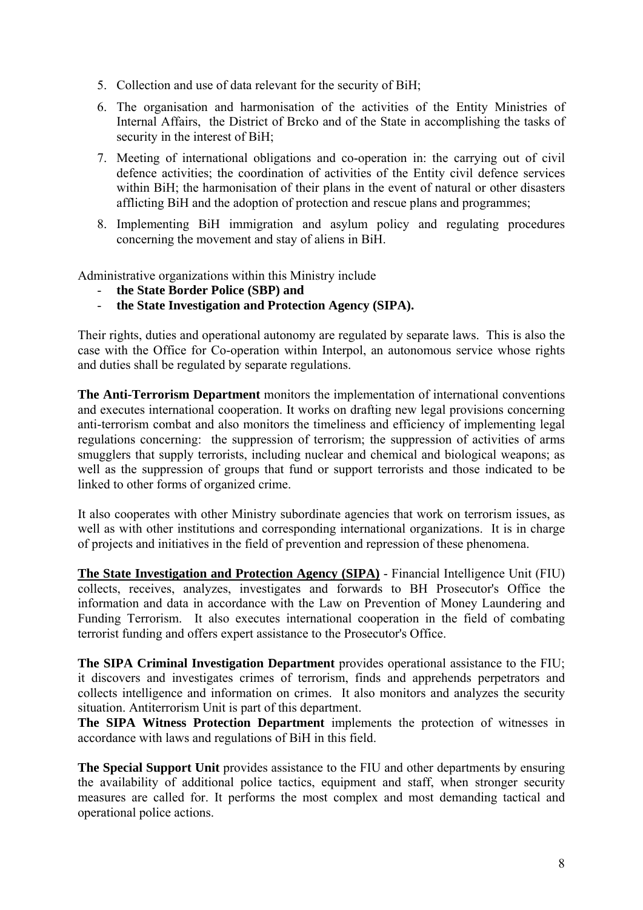5. Collection and use of data relevant for the security of BiH;
6. The organisation and harmonisation of the activities of the Entity Ministries of Internal Affairs, the District of Brcko and of the State in accomplishing the tasks of security in the interest of BiH;
7. Meeting of international obligations and co-operation in: the carrying out of civil defence activities; the coordination of activities of the Entity civil defence services within BiH; the harmonisation of their plans in the event of natural or other disasters afflicting BiH and the adoption of protection and rescue plans and programmes;
8. Implementing BiH immigration and asylum policy and regulating procedures concerning the movement and stay of aliens in BiH.

Administrative organizations within this Ministry include

- **the State Border Police (SBP) and**
- **the State Investigation and Protection Agency (SIPA).**

Their rights, duties and operational autonomy are regulated by separate laws. This is also the case with the Office for Co-operation within Interpol, an autonomous service whose rights and duties shall be regulated by separate regulations.

**The Anti-Terrorism Department** monitors the implementation of international conventions and executes international cooperation. It works on drafting new legal provisions concerning anti-terrorism combat and also monitors the timeliness and efficiency of implementing legal regulations concerning: the suppression of terrorism; the suppression of activities of arms smugglers that supply terrorists, including nuclear and chemical and biological weapons; as well as the suppression of groups that fund or support terrorists and those indicated to be linked to other forms of organized crime.

It also cooperates with other Ministry subordinate agencies that work on terrorism issues, as well as with other institutions and corresponding international organizations. It is in charge of projects and initiatives in the field of prevention and repression of these phenomena.

**The State Investigation and Protection Agency (SIPA)** - Financial Intelligence Unit (FIU) collects, receives, analyzes, investigates and forwards to BH Prosecutor's Office the information and data in accordance with the Law on Prevention of Money Laundering and Funding Terrorism. It also executes international cooperation in the field of combating terrorist funding and offers expert assistance to the Prosecutor's Office.

**The SIPA Criminal Investigation Department** provides operational assistance to the FIU; it discovers and investigates crimes of terrorism, finds and apprehends perpetrators and collects intelligence and information on crimes. It also monitors and analyzes the security situation. Antiterrorism Unit is part of this department.
**The SIPA Witness Protection Department** implements the protection of witnesses in accordance with laws and regulations of BiH in this field.

**The Special Support Unit** provides assistance to the FIU and other departments by ensuring the availability of additional police tactics, equipment and staff, when stronger security measures are called for. It performs the most complex and most demanding tactical and operational police actions.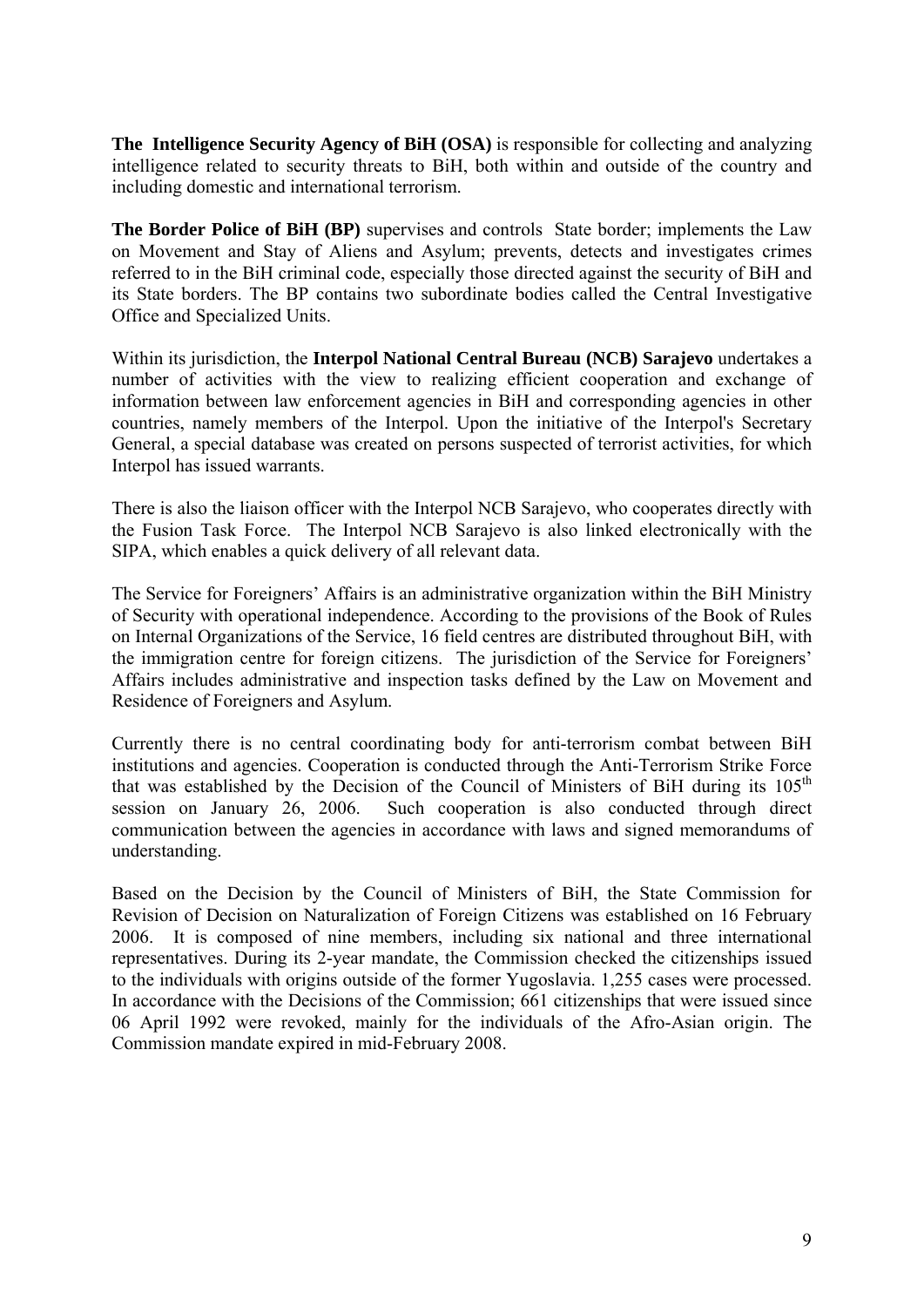**The Intelligence Security Agency of BiH (OSA)** is responsible for collecting and analyzing intelligence related to security threats to BiH, both within and outside of the country and including domestic and international terrorism.

**The Border Police of BiH (BP)** supervises and controls State border; implements the Law on Movement and Stay of Aliens and Asylum; prevents, detects and investigates crimes referred to in the BiH criminal code, especially those directed against the security of BiH and its State borders. The BP contains two subordinate bodies called the Central Investigative Office and Specialized Units.

Within its jurisdiction, the **Interpol National Central Bureau (NCB) Sarajevo** undertakes a number of activities with the view to realizing efficient cooperation and exchange of information between law enforcement agencies in BiH and corresponding agencies in other countries, namely members of the Interpol. Upon the initiative of the Interpol's Secretary General, a special database was created on persons suspected of terrorist activities, for which Interpol has issued warrants.

There is also the liaison officer with the Interpol NCB Sarajevo, who cooperates directly with the Fusion Task Force. The Interpol NCB Sarajevo is also linked electronically with the SIPA, which enables a quick delivery of all relevant data.

The Service for Foreigners' Affairs is an administrative organization within the BiH Ministry of Security with operational independence. According to the provisions of the Book of Rules on Internal Organizations of the Service, 16 field centres are distributed throughout BiH, with the immigration centre for foreign citizens. The jurisdiction of the Service for Foreigners' Affairs includes administrative and inspection tasks defined by the Law on Movement and Residence of Foreigners and Asylum.

Currently there is no central coordinating body for anti-terrorism combat between BiH institutions and agencies. Cooperation is conducted through the Anti-Terrorism Strike Force that was established by the Decision of the Council of Ministers of BiH during its 105th session on January 26, 2006. Such cooperation is also conducted through direct communication between the agencies in accordance with laws and signed memorandums of understanding.

Based on the Decision by the Council of Ministers of BiH, the State Commission for Revision of Decision on Naturalization of Foreign Citizens was established on 16 February 2006. It is composed of nine members, including six national and three international representatives. During its 2-year mandate, the Commission checked the citizenships issued to the individuals with origins outside of the former Yugoslavia. 1,255 cases were processed. In accordance with the Decisions of the Commission; 661 citizenships that were issued since 06 April 1992 were revoked, mainly for the individuals of the Afro-Asian origin. The Commission mandate expired in mid-February 2008.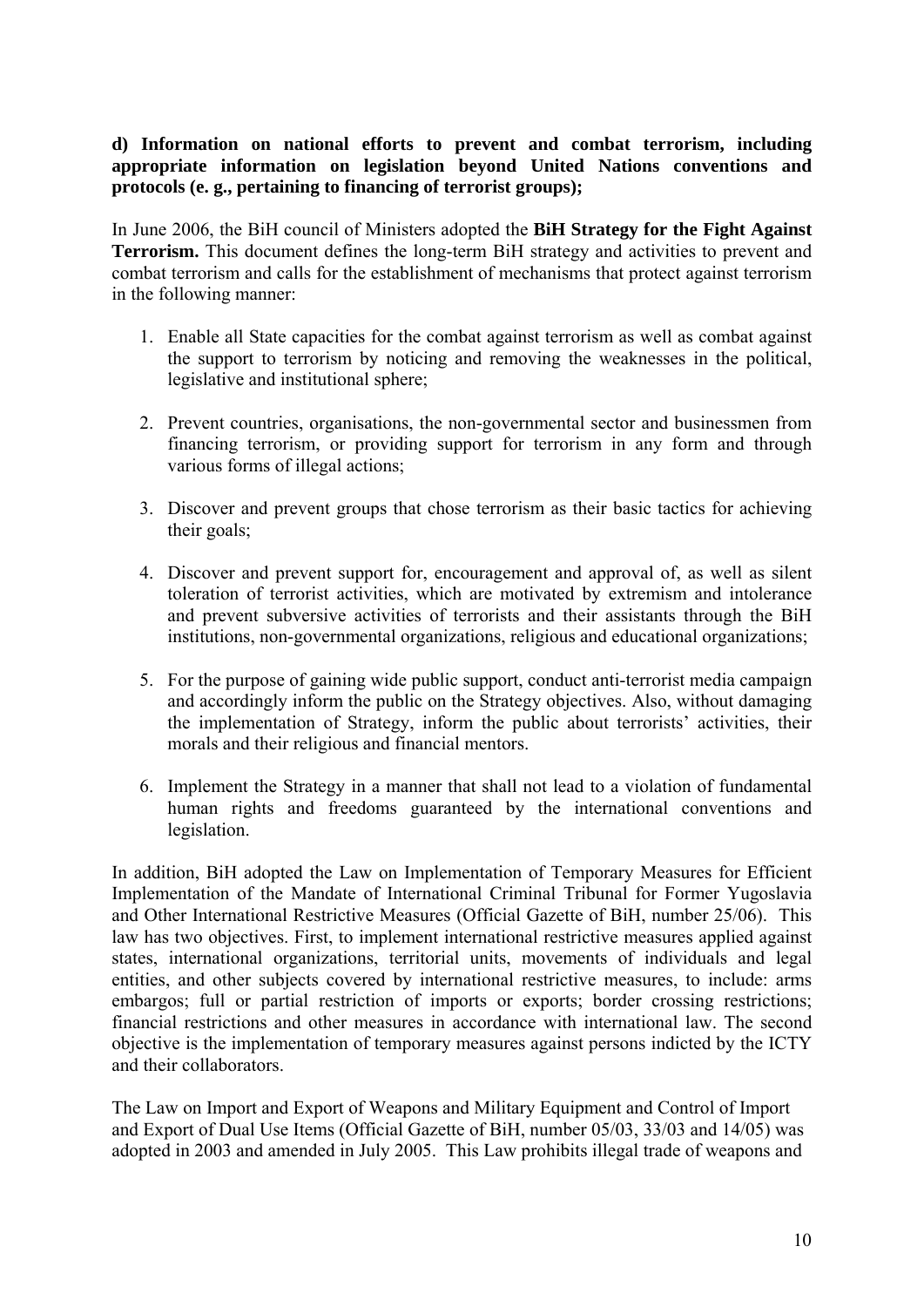**d) Information on national efforts to prevent and combat terrorism, including appropriate information on legislation beyond United Nations conventions and protocols (e. g., pertaining to financing of terrorist groups);**

In June 2006, the BiH council of Ministers adopted the **BiH Strategy for the Fight Against Terrorism.** This document defines the long-term BiH strategy and activities to prevent and combat terrorism and calls for the establishment of mechanisms that protect against terrorism in the following manner:

1. Enable all State capacities for the combat against terrorism as well as combat against the support to terrorism by noticing and removing the weaknesses in the political, legislative and institutional sphere;

2. Prevent countries, organisations, the non-governmental sector and businessmen from financing terrorism, or providing support for terrorism in any form and through various forms of illegal actions;

3. Discover and prevent groups that chose terrorism as their basic tactics for achieving their goals;

4. Discover and prevent support for, encouragement and approval of, as well as silent toleration of terrorist activities, which are motivated by extremism and intolerance and prevent subversive activities of terrorists and their assistants through the BiH institutions, non-governmental organizations, religious and educational organizations;

5. For the purpose of gaining wide public support, conduct anti-terrorist media campaign and accordingly inform the public on the Strategy objectives. Also, without damaging the implementation of Strategy, inform the public about terrorists' activities, their morals and their religious and financial mentors.

6. Implement the Strategy in a manner that shall not lead to a violation of fundamental human rights and freedoms guaranteed by the international conventions and legislation.

In addition, BiH adopted the Law on Implementation of Temporary Measures for Efficient Implementation of the Mandate of International Criminal Tribunal for Former Yugoslavia and Other International Restrictive Measures (Official Gazette of BiH, number 25/06). This law has two objectives. First, to implement international restrictive measures applied against states, international organizations, territorial units, movements of individuals and legal entities, and other subjects covered by international restrictive measures, to include: arms embargos; full or partial restriction of imports or exports; border crossing restrictions; financial restrictions and other measures in accordance with international law. The second objective is the implementation of temporary measures against persons indicted by the ICTY and their collaborators.

The Law on Import and Export of Weapons and Military Equipment and Control of Import and Export of Dual Use Items (Official Gazette of BiH, number 05/03, 33/03 and 14/05) was adopted in 2003 and amended in July 2005. This Law prohibits illegal trade of weapons and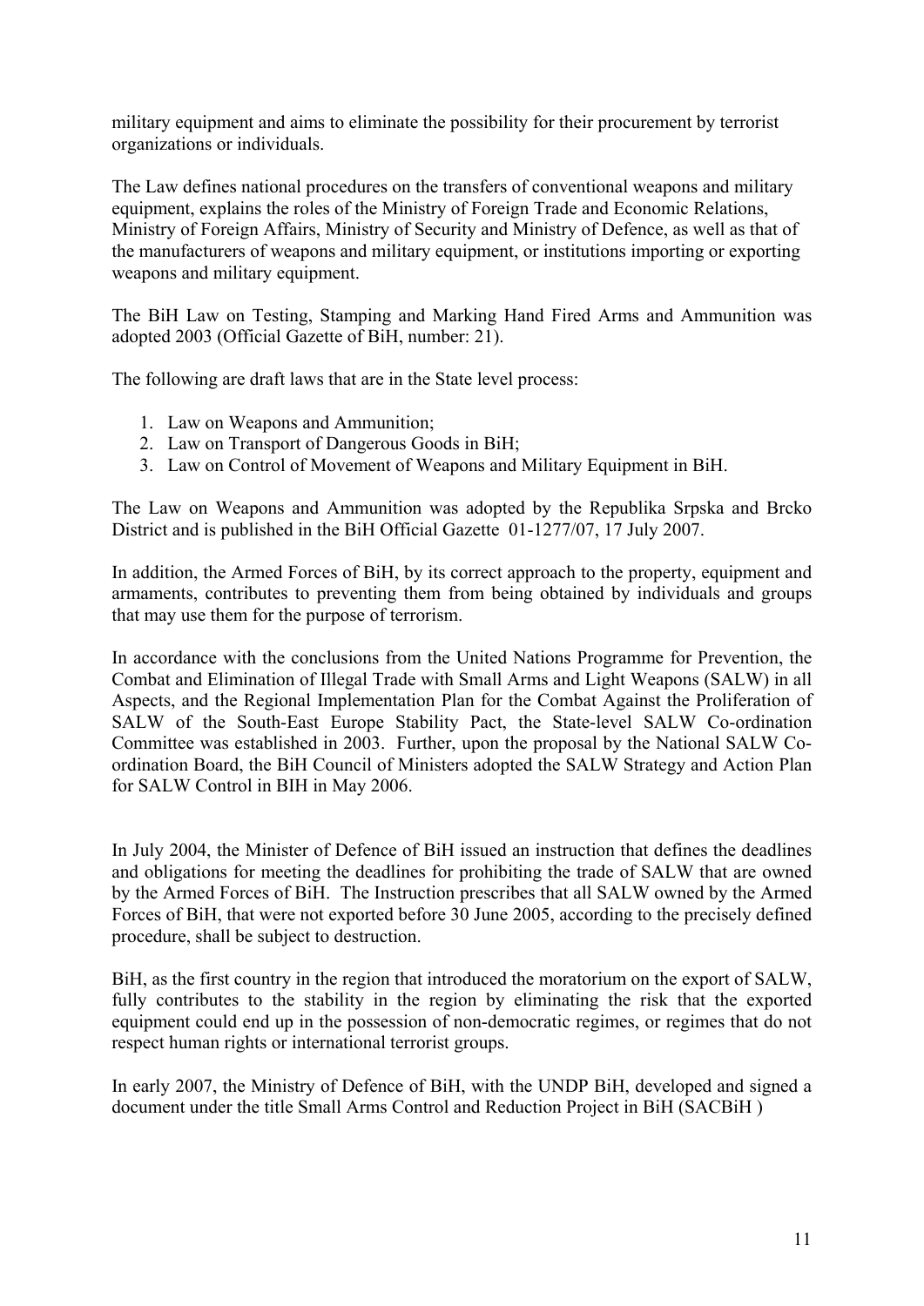military equipment and aims to eliminate the possibility for their procurement by terrorist organizations or individuals.

The Law defines national procedures on the transfers of conventional weapons and military equipment, explains the roles of the Ministry of Foreign Trade and Economic Relations, Ministry of Foreign Affairs, Ministry of Security and Ministry of Defence, as well as that of the manufacturers of weapons and military equipment, or institutions importing or exporting weapons and military equipment.

The BiH Law on Testing, Stamping and Marking Hand Fired Arms and Ammunition was adopted 2003 (Official Gazette of BiH, number: 21).

The following are draft laws that are in the State level process:

1. Law on Weapons and Ammunition;
2. Law on Transport of Dangerous Goods in BiH;
3. Law on Control of Movement of Weapons and Military Equipment in BiH.

The Law on Weapons and Ammunition was adopted by the Republika Srpska and Brcko District and is published in the BiH Official Gazette 01-1277/07, 17 July 2007.

In addition, the Armed Forces of BiH, by its correct approach to the property, equipment and armaments, contributes to preventing them from being obtained by individuals and groups that may use them for the purpose of terrorism.

In accordance with the conclusions from the United Nations Programme for Prevention, the Combat and Elimination of Illegal Trade with Small Arms and Light Weapons (SALW) in all Aspects, and the Regional Implementation Plan for the Combat Against the Proliferation of SALW of the South-East Europe Stability Pact, the State-level SALW Co-ordination Committee was established in 2003. Further, upon the proposal by the National SALW Co-ordination Board, the BiH Council of Ministers adopted the SALW Strategy and Action Plan for SALW Control in BIH in May 2006.

In July 2004, the Minister of Defence of BiH issued an instruction that defines the deadlines and obligations for meeting the deadlines for prohibiting the trade of SALW that are owned by the Armed Forces of BiH. The Instruction prescribes that all SALW owned by the Armed Forces of BiH, that were not exported before 30 June 2005, according to the precisely defined procedure, shall be subject to destruction.

BiH, as the first country in the region that introduced the moratorium on the export of SALW, fully contributes to the stability in the region by eliminating the risk that the exported equipment could end up in the possession of non-democratic regimes, or regimes that do not respect human rights or international terrorist groups.

In early 2007, the Ministry of Defence of BiH, with the UNDP BiH, developed and signed a document under the title Small Arms Control and Reduction Project in BiH (SACBiH )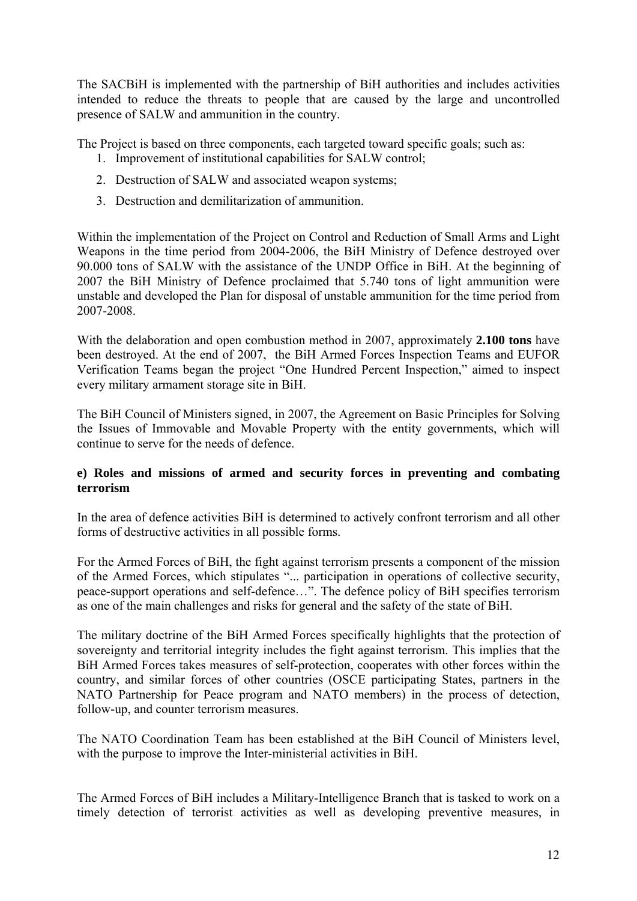The SACBiH is implemented with the partnership of BiH authorities and includes activities intended to reduce the threats to people that are caused by the large and uncontrolled presence of SALW and ammunition in the country.

The Project is based on three components, each targeted toward specific goals; such as:

1. Improvement of institutional capabilities for SALW control;
2. Destruction of SALW and associated weapon systems;
3. Destruction and demilitarization of ammunition.

Within the implementation of the Project on Control and Reduction of Small Arms and Light Weapons in the time period from 2004-2006, the BiH Ministry of Defence destroyed over 90.000 tons of SALW with the assistance of the UNDP Office in BiH. At the beginning of 2007 the BiH Ministry of Defence proclaimed that 5.740 tons of light ammunition were unstable and developed the Plan for disposal of unstable ammunition for the time period from 2007-2008.

With the delaboration and open combustion method in 2007, approximately **2.100 tons** have been destroyed. At the end of 2007, the BiH Armed Forces Inspection Teams and EUFOR Verification Teams began the project "One Hundred Percent Inspection," aimed to inspect every military armament storage site in BiH.

The BiH Council of Ministers signed, in 2007, the Agreement on Basic Principles for Solving the Issues of Immovable and Movable Property with the entity governments, which will continue to serve for the needs of defence.

**e) Roles and missions of armed and security forces in preventing and combating terrorism**

In the area of defence activities BiH is determined to actively confront terrorism and all other forms of destructive activities in all possible forms.

For the Armed Forces of BiH, the fight against terrorism presents a component of the mission of the Armed Forces, which stipulates "... participation in operations of collective security, peace-support operations and self-defence…". The defence policy of BiH specifies terrorism as one of the main challenges and risks for general and the safety of the state of BiH.

The military doctrine of the BiH Armed Forces specifically highlights that the protection of sovereignty and territorial integrity includes the fight against terrorism. This implies that the BiH Armed Forces takes measures of self-protection, cooperates with other forces within the country, and similar forces of other countries (OSCE participating States, partners in the NATO Partnership for Peace program and NATO members) in the process of detection, follow-up, and counter terrorism measures.

The NATO Coordination Team has been established at the BiH Council of Ministers level, with the purpose to improve the Inter-ministerial activities in BiH.

The Armed Forces of BiH includes a Military-Intelligence Branch that is tasked to work on a timely detection of terrorist activities as well as developing preventive measures, in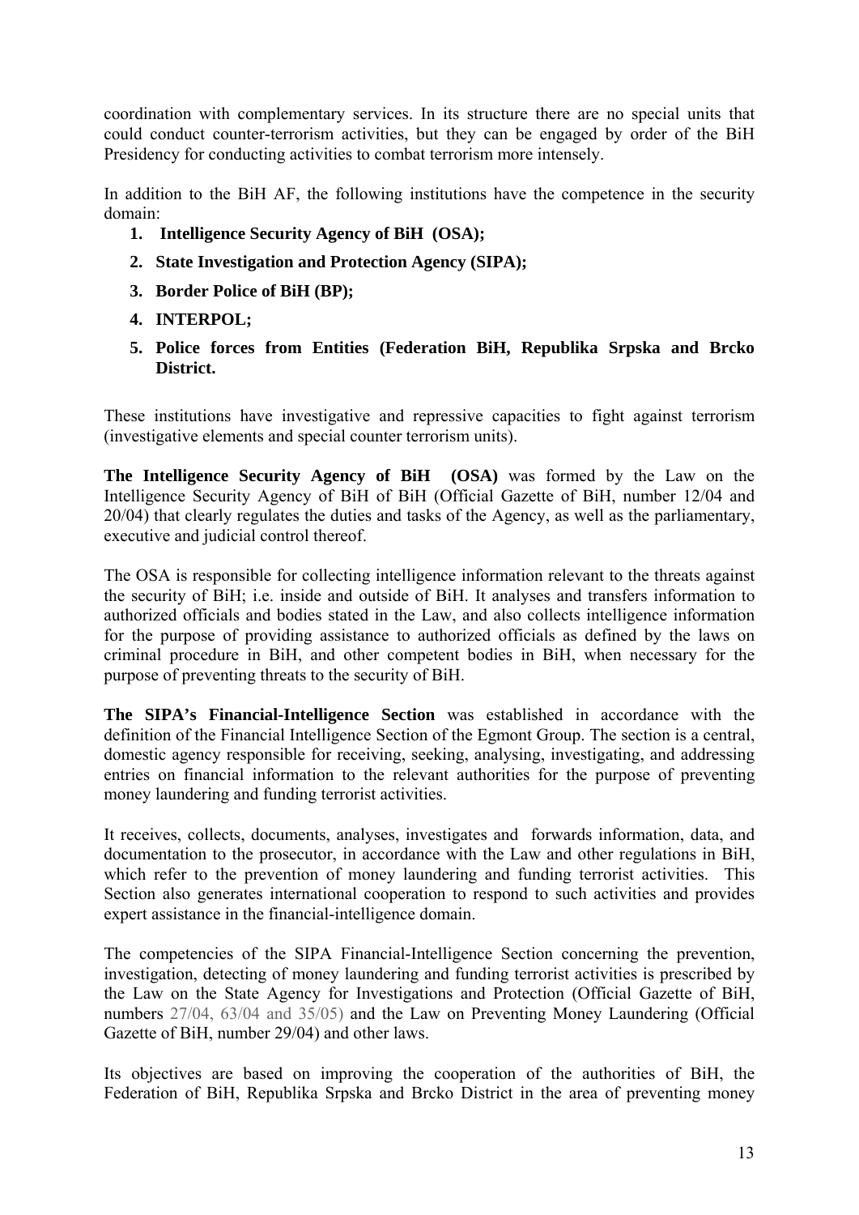coordination with complementary services. In its structure there are no special units that could conduct counter-terrorism activities, but they can be engaged by order of the BiH Presidency for conducting activities to combat terrorism more intensely.

In addition to the BiH AF, the following institutions have the competence in the security domain:

1. **Intelligence Security Agency of BiH (OSA);**
2. **State Investigation and Protection Agency (SIPA);**
3. **Border Police of BiH (BP);**
4. **INTERPOL;**
5. **Police forces from Entities (Federation BiH, Republika Srpska and Brcko District.**

These institutions have investigative and repressive capacities to fight against terrorism (investigative elements and special counter terrorism units).

**The Intelligence Security Agency of BiH (OSA)** was formed by the Law on the Intelligence Security Agency of BiH of BiH (Official Gazette of BiH, number 12/04 and 20/04) that clearly regulates the duties and tasks of the Agency, as well as the parliamentary, executive and judicial control thereof.

The OSA is responsible for collecting intelligence information relevant to the threats against the security of BiH; i.e. inside and outside of BiH. It analyses and transfers information to authorized officials and bodies stated in the Law, and also collects intelligence information for the purpose of providing assistance to authorized officials as defined by the laws on criminal procedure in BiH, and other competent bodies in BiH, when necessary for the purpose of preventing threats to the security of BiH.

**The SIPA's Financial-Intelligence Section** was established in accordance with the definition of the Financial Intelligence Section of the Egmont Group. The section is a central, domestic agency responsible for receiving, seeking, analysing, investigating, and addressing entries on financial information to the relevant authorities for the purpose of preventing money laundering and funding terrorist activities.

It receives, collects, documents, analyses, investigates and forwards information, data, and documentation to the prosecutor, in accordance with the Law and other regulations in BiH, which refer to the prevention of money laundering and funding terrorist activities. This Section also generates international cooperation to respond to such activities and provides expert assistance in the financial-intelligence domain.

The competencies of the SIPA Financial-Intelligence Section concerning the prevention, investigation, detecting of money laundering and funding terrorist activities is prescribed by the Law on the State Agency for Investigations and Protection (Official Gazette of BiH, numbers 27/04, 63/04 and 35/05) and the Law on Preventing Money Laundering (Official Gazette of BiH, number 29/04) and other laws.

Its objectives are based on improving the cooperation of the authorities of BiH, the Federation of BiH, Republika Srpska and Brcko District in the area of preventing money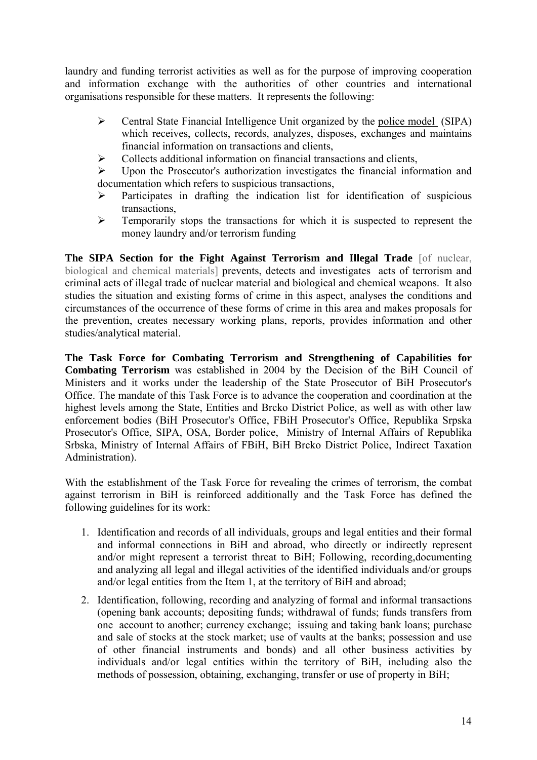laundry and funding terrorist activities as well as for the purpose of improving cooperation and information exchange with the authorities of other countries and international organisations responsible for these matters. It represents the following:

- Central State Financial Intelligence Unit organized by the police model (SIPA) which receives, collects, records, analyzes, disposes, exchanges and maintains financial information on transactions and clients,
- Collects additional information on financial transactions and clients,
- Upon the Prosecutor's authorization investigates the financial information and documentation which refers to suspicious transactions,
- Participates in drafting the indication list for identification of suspicious transactions,
- Temporarily stops the transactions for which it is suspected to represent the money laundry and/or terrorism funding

**The SIPA Section for the Fight Against Terrorism and Illegal Trade** [of nuclear, biological and chemical materials] prevents, detects and investigates acts of terrorism and criminal acts of illegal trade of nuclear material and biological and chemical weapons. It also studies the situation and existing forms of crime in this aspect, analyses the conditions and circumstances of the occurrence of these forms of crime in this area and makes proposals for the prevention, creates necessary working plans, reports, provides information and other studies/analytical material.

**The Task Force for Combating Terrorism and Strengthening of Capabilities for Combating Terrorism** was established in 2004 by the Decision of the BiH Council of Ministers and it works under the leadership of the State Prosecutor of BiH Prosecutor's Office. The mandate of this Task Force is to advance the cooperation and coordination at the highest levels among the State, Entities and Brcko District Police, as well as with other law enforcement bodies (BiH Prosecutor's Office, FBiH Prosecutor's Office, Republika Srpska Prosecutor's Office, SIPA, OSA, Border police, Ministry of Internal Affairs of Republika Srbska, Ministry of Internal Affairs of FBiH, BiH Brcko District Police, Indirect Taxation Administration).

With the establishment of the Task Force for revealing the crimes of terrorism, the combat against terrorism in BiH is reinforced additionally and the Task Force has defined the following guidelines for its work:

1. Identification and records of all individuals, groups and legal entities and their formal and informal connections in BiH and abroad, who directly or indirectly represent and/or might represent a terrorist threat to BiH; Following, recording,documenting and analyzing all legal and illegal activities of the identified individuals and/or groups and/or legal entities from the Item 1, at the territory of BiH and abroad;
2. Identification, following, recording and analyzing of formal and informal transactions (opening bank accounts; depositing funds; withdrawal of funds; funds transfers from one account to another; currency exchange; issuing and taking bank loans; purchase and sale of stocks at the stock market; use of vaults at the banks; possession and use of other financial instruments and bonds) and all other business activities by individuals and/or legal entities within the territory of BiH, including also the methods of possession, obtaining, exchanging, transfer or use of property in BiH;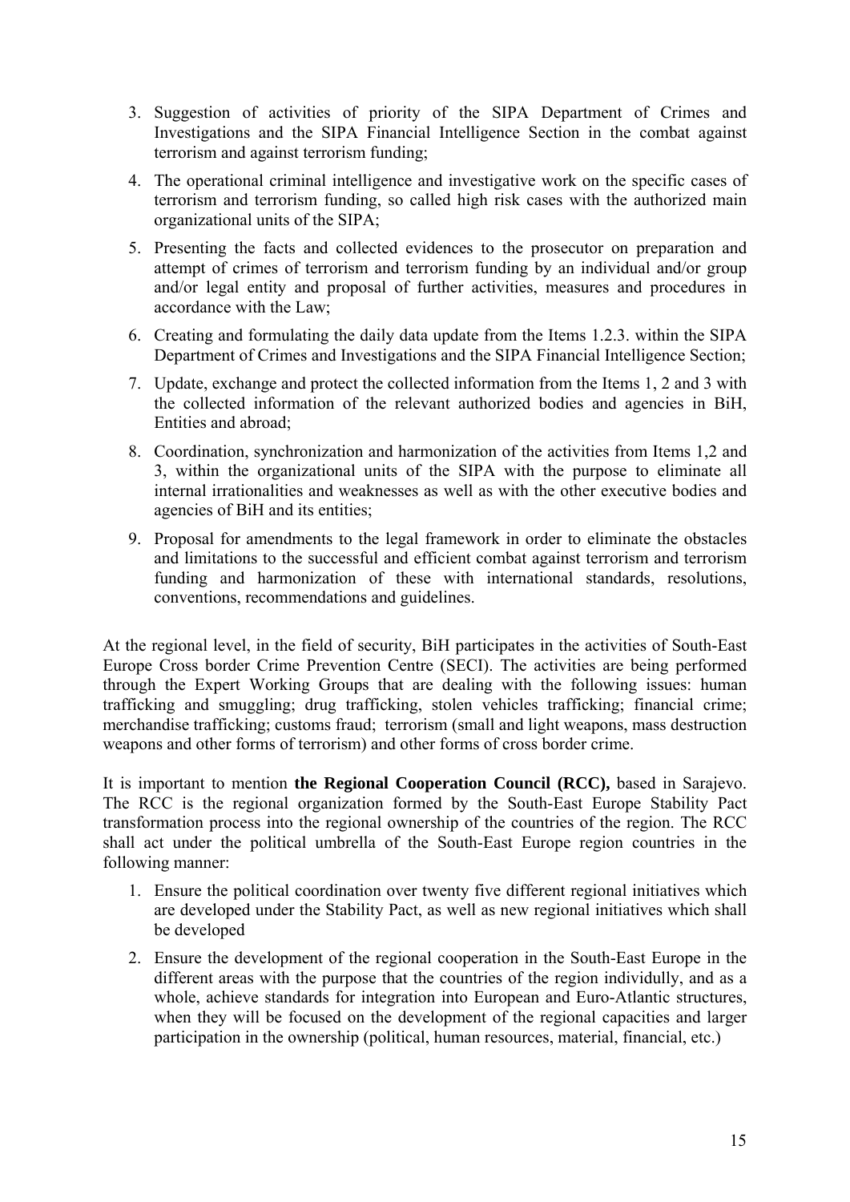3. Suggestion of activities of priority of the SIPA Department of Crimes and Investigations and the SIPA Financial Intelligence Section in the combat against terrorism and against terrorism funding;
4. The operational criminal intelligence and investigative work on the specific cases of terrorism and terrorism funding, so called high risk cases with the authorized main organizational units of the SIPA;
5. Presenting the facts and collected evidences to the prosecutor on preparation and attempt of crimes of terrorism and terrorism funding by an individual and/or group and/or legal entity and proposal of further activities, measures and procedures in accordance with the Law;
6. Creating and formulating the daily data update from the Items 1.2.3. within the SIPA Department of Crimes and Investigations and the SIPA Financial Intelligence Section;
7. Update, exchange and protect the collected information from the Items 1, 2 and 3 with the collected information of the relevant authorized bodies and agencies in BiH, Entities and abroad;
8. Coordination, synchronization and harmonization of the activities from Items 1,2 and 3, within the organizational units of the SIPA with the purpose to eliminate all internal irrationalities and weaknesses as well as with the other executive bodies and agencies of BiH and its entities;
9. Proposal for amendments to the legal framework in order to eliminate the obstacles and limitations to the successful and efficient combat against terrorism and terrorism funding and harmonization of these with international standards, resolutions, conventions, recommendations and guidelines.

At the regional level, in the field of security, BiH participates in the activities of South-East Europe Cross border Crime Prevention Centre (SECI). The activities are being performed through the Expert Working Groups that are dealing with the following issues: human trafficking and smuggling; drug trafficking, stolen vehicles trafficking; financial crime; merchandise trafficking; customs fraud; terrorism (small and light weapons, mass destruction weapons and other forms of terrorism) and other forms of cross border crime.

It is important to mention **the Regional Cooperation Council (RCC),** based in Sarajevo. The RCC is the regional organization formed by the South-East Europe Stability Pact transformation process into the regional ownership of the countries of the region. The RCC shall act under the political umbrella of the South-East Europe region countries in the following manner:

1. Ensure the political coordination over twenty five different regional initiatives which are developed under the Stability Pact, as well as new regional initiatives which shall be developed
2. Ensure the development of the regional cooperation in the South-East Europe in the different areas with the purpose that the countries of the region individully, and as a whole, achieve standards for integration into European and Euro-Atlantic structures, when they will be focused on the development of the regional capacities and larger participation in the ownership (political, human resources, material, financial, etc.)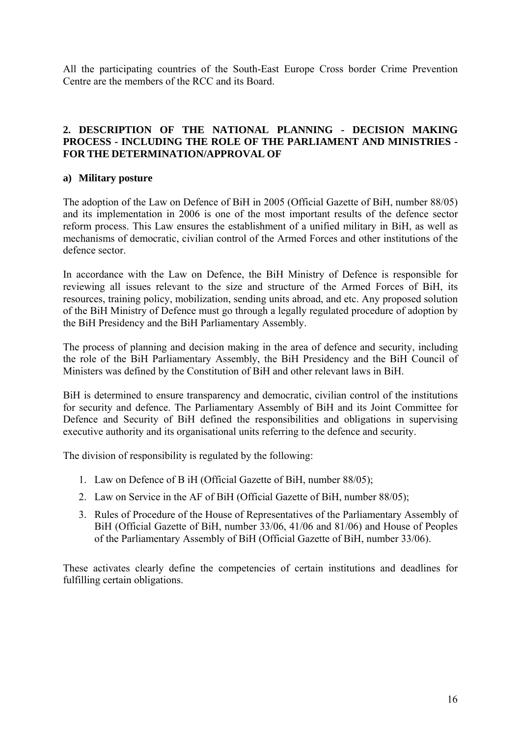All the participating countries of the South-East Europe Cross border Crime Prevention Centre are the members of the RCC and its Board.

## 2. DESCRIPTION OF THE NATIONAL PLANNING - DECISION MAKING PROCESS - INCLUDING THE ROLE OF THE PARLIAMENT AND MINISTRIES - FOR THE DETERMINATION/APPROVAL OF

### a) Military posture

The adoption of the Law on Defence of BiH in 2005 (Official Gazette of BiH, number 88/05) and its implementation in 2006 is one of the most important results of the defence sector reform process. This Law ensures the establishment of a unified military in BiH, as well as mechanisms of democratic, civilian control of the Armed Forces and other institutions of the defence sector.

In accordance with the Law on Defence, the BiH Ministry of Defence is responsible for reviewing all issues relevant to the size and structure of the Armed Forces of BiH, its resources, training policy, mobilization, sending units abroad, and etc. Any proposed solution of the BiH Ministry of Defence must go through a legally regulated procedure of adoption by the BiH Presidency and the BiH Parliamentary Assembly.

The process of planning and decision making in the area of defence and security, including the role of the BiH Parliamentary Assembly, the BiH Presidency and the BiH Council of Ministers was defined by the Constitution of BiH and other relevant laws in BiH.

BiH is determined to ensure transparency and democratic, civilian control of the institutions for security and defence. The Parliamentary Assembly of BiH and its Joint Committee for Defence and Security of BiH defined the responsibilities and obligations in supervising executive authority and its organisational units referring to the defence and security.

The division of responsibility is regulated by the following:

1. Law on Defence of B iH (Official Gazette of BiH, number 88/05);
2. Law on Service in the AF of BiH (Official Gazette of BiH, number 88/05);
3. Rules of Procedure of the House of Representatives of the Parliamentary Assembly of BiH (Official Gazette of BiH, number 33/06, 41/06 and 81/06) and House of Peoples of the Parliamentary Assembly of BiH (Official Gazette of BiH, number 33/06).

These activates clearly define the competencies of certain institutions and deadlines for fulfilling certain obligations.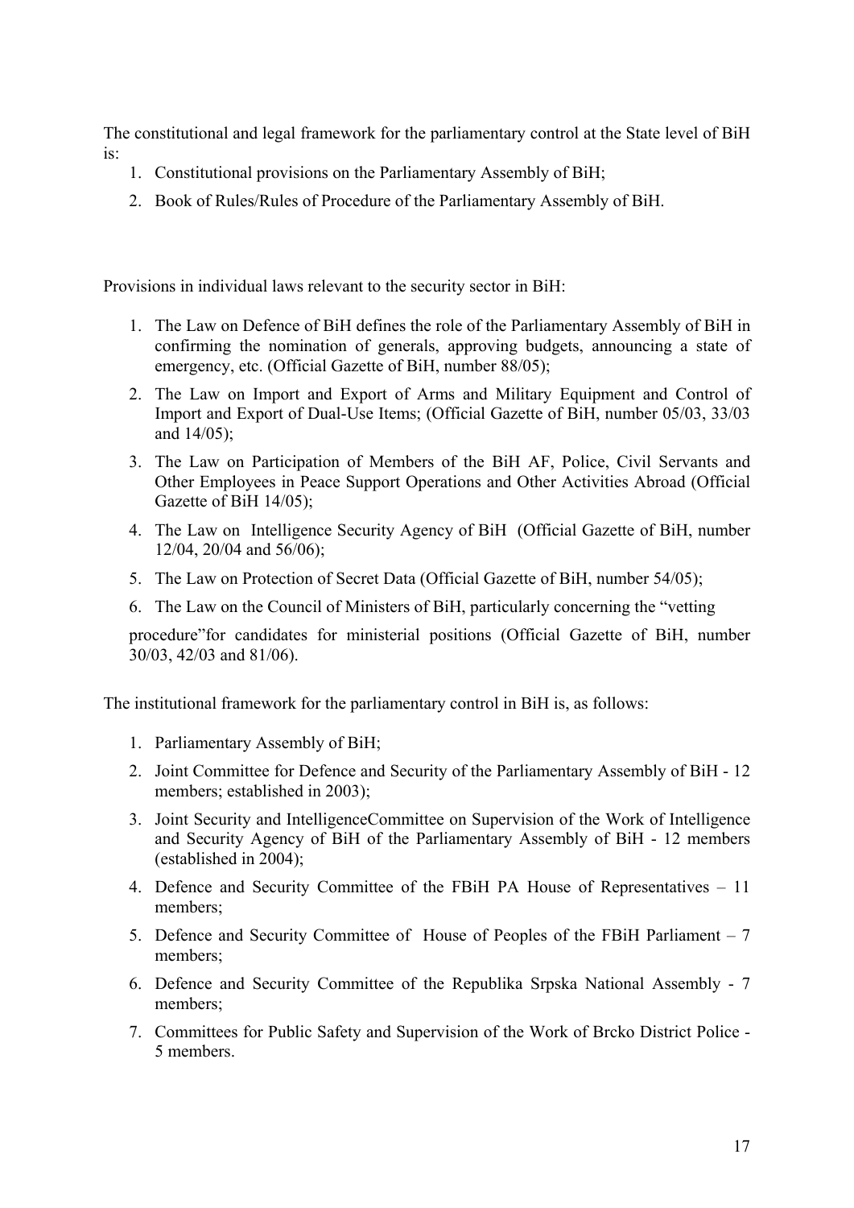The constitutional and legal framework for the parliamentary control at the State level of BiH is:

1. Constitutional provisions on the Parliamentary Assembly of BiH;
2. Book of Rules/Rules of Procedure of the Parliamentary Assembly of BiH.

Provisions in individual laws relevant to the security sector in BiH:

1. The Law on Defence of BiH defines the role of the Parliamentary Assembly of BiH in confirming the nomination of generals, approving budgets, announcing a state of emergency, etc. (Official Gazette of BiH, number 88/05);
2. The Law on Import and Export of Arms and Military Equipment and Control of Import and Export of Dual-Use Items; (Official Gazette of BiH, number 05/03, 33/03 and 14/05);
3. The Law on Participation of Members of the BiH AF, Police, Civil Servants and Other Employees in Peace Support Operations and Other Activities Abroad (Official Gazette of BiH 14/05);
4. The Law on Intelligence Security Agency of BiH (Official Gazette of BiH, number 12/04, 20/04 and 56/06);
5. The Law on Protection of Secret Data (Official Gazette of BiH, number 54/05);
6. The Law on the Council of Ministers of BiH, particularly concerning the "vetting procedure"for candidates for ministerial positions (Official Gazette of BiH, number 30/03, 42/03 and 81/06).

The institutional framework for the parliamentary control in BiH is, as follows:

1. Parliamentary Assembly of BiH;
2. Joint Committee for Defence and Security of the Parliamentary Assembly of BiH - 12 members; established in 2003);
3. Joint Security and IntelligenceCommittee on Supervision of the Work of Intelligence and Security Agency of BiH of the Parliamentary Assembly of BiH - 12 members (established in 2004);
4. Defence and Security Committee of the FBiH PA House of Representatives – 11 members;
5. Defence and Security Committee of House of Peoples of the FBiH Parliament – 7 members;
6. Defence and Security Committee of the Republika Srpska National Assembly - 7 members;
7. Committees for Public Safety and Supervision of the Work of Brcko District Police - 5 members.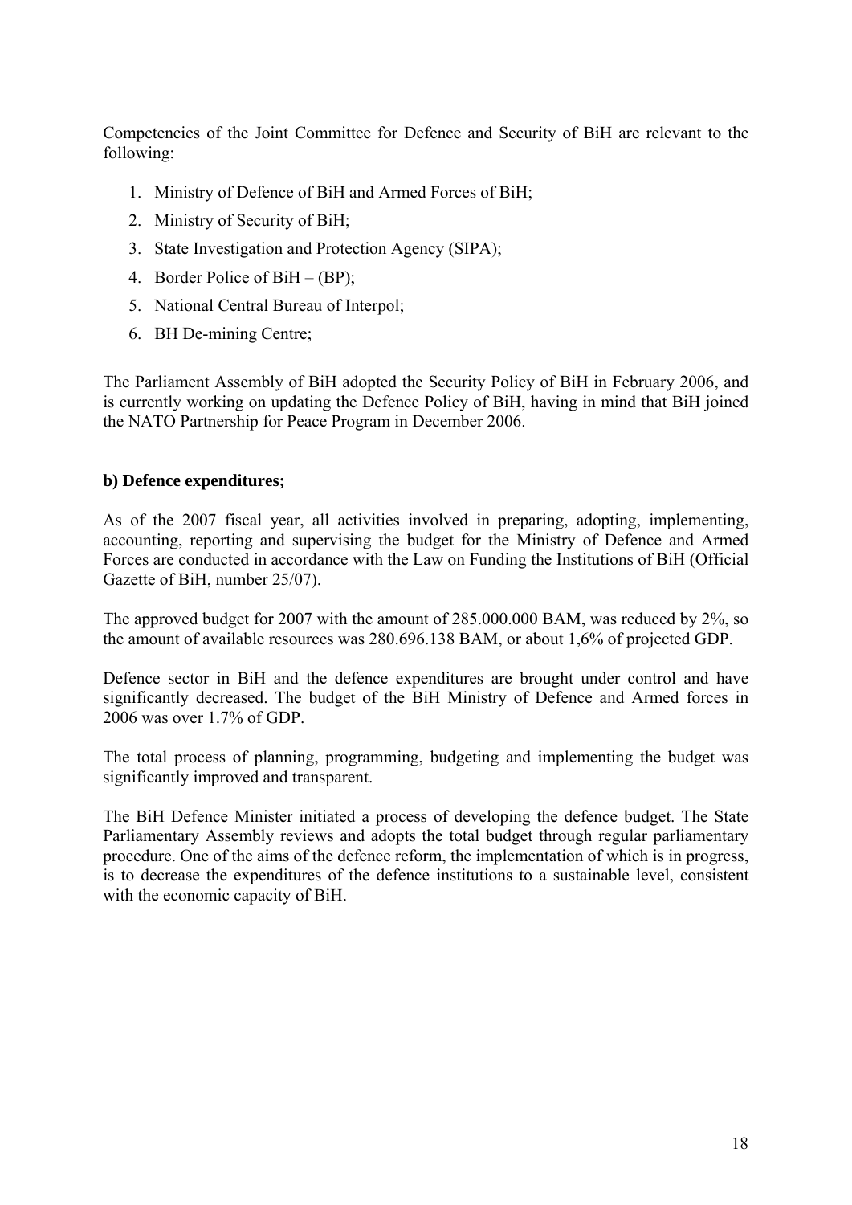Competencies of the Joint Committee for Defence and Security of BiH are relevant to the following:

1. Ministry of Defence of BiH and Armed Forces of BiH;
2. Ministry of Security of BiH;
3. State Investigation and Protection Agency (SIPA);
4. Border Police of BiH – (BP);
5. National Central Bureau of Interpol;
6. BH De-mining Centre;

The Parliament Assembly of BiH adopted the Security Policy of BiH in February 2006, and is currently working on updating the Defence Policy of BiH, having in mind that BiH joined the NATO Partnership for Peace Program in December 2006.

**b) Defence expenditures;**

As of the 2007 fiscal year, all activities involved in preparing, adopting, implementing, accounting, reporting and supervising the budget for the Ministry of Defence and Armed Forces are conducted in accordance with the Law on Funding the Institutions of BiH (Official Gazette of BiH, number 25/07).

The approved budget for 2007 with the amount of 285.000.000 BAM, was reduced by 2%, so the amount of available resources was 280.696.138 BAM, or about 1,6% of projected GDP.

Defence sector in BiH and the defence expenditures are brought under control and have significantly decreased. The budget of the BiH Ministry of Defence and Armed forces in 2006 was over 1.7% of GDP.

The total process of planning, programming, budgeting and implementing the budget was significantly improved and transparent.

The BiH Defence Minister initiated a process of developing the defence budget. The State Parliamentary Assembly reviews and adopts the total budget through regular parliamentary procedure. One of the aims of the defence reform, the implementation of which is in progress, is to decrease the expenditures of the defence institutions to a sustainable level, consistent with the economic capacity of BiH.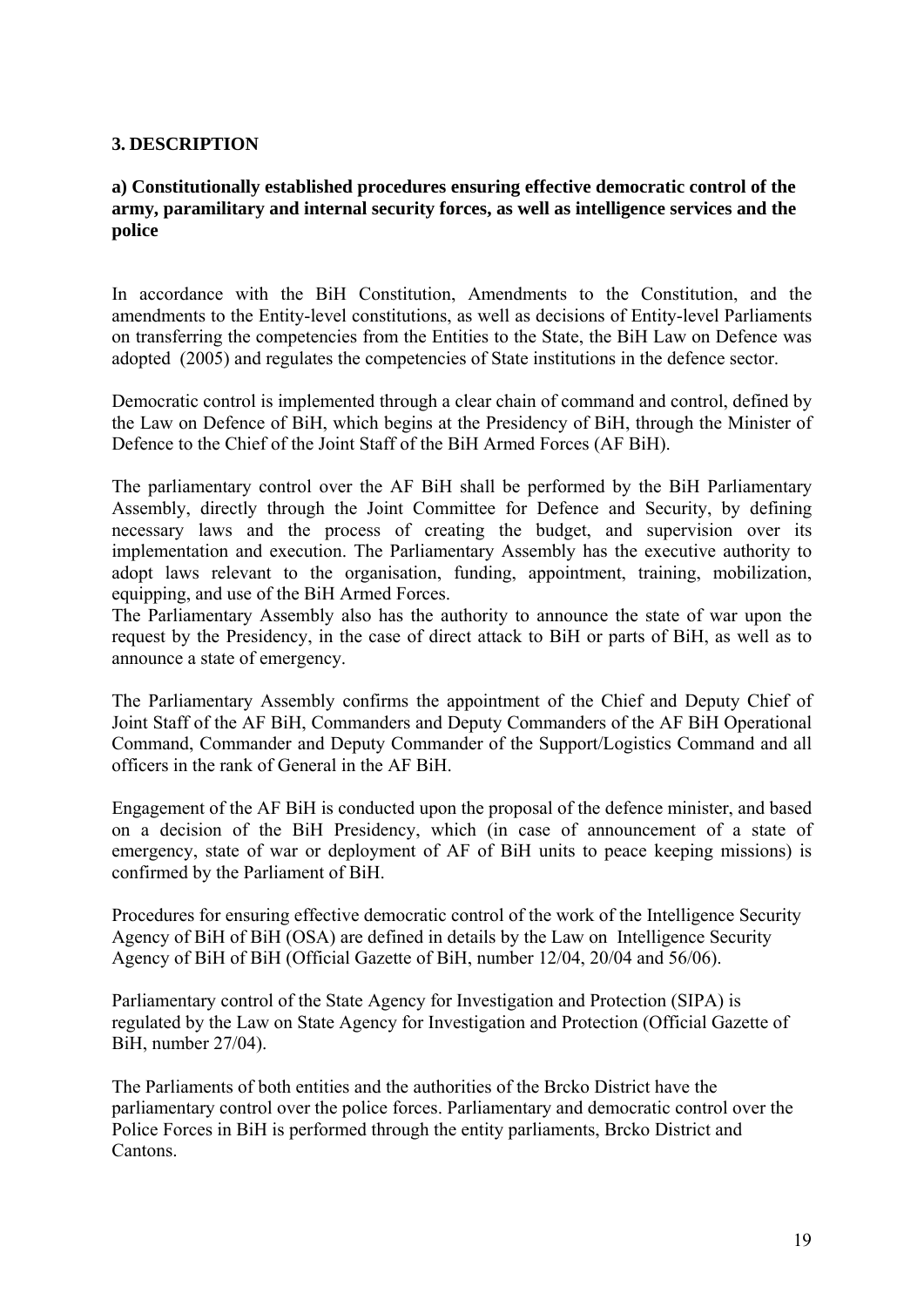## 3. DESCRIPTION

### a) Constitutionally established procedures ensuring effective democratic control of the army, paramilitary and internal security forces, as well as intelligence services and the police

In accordance with the BiH Constitution, Amendments to the Constitution, and the amendments to the Entity-level constitutions, as well as decisions of Entity-level Parliaments on transferring the competencies from the Entities to the State, the BiH Law on Defence was adopted (2005) and regulates the competencies of State institutions in the defence sector.

Democratic control is implemented through a clear chain of command and control, defined by the Law on Defence of BiH, which begins at the Presidency of BiH, through the Minister of Defence to the Chief of the Joint Staff of the BiH Armed Forces (AF BiH).

The parliamentary control over the AF BiH shall be performed by the BiH Parliamentary Assembly, directly through the Joint Committee for Defence and Security, by defining necessary laws and the process of creating the budget, and supervision over its implementation and execution. The Parliamentary Assembly has the executive authority to adopt laws relevant to the organisation, funding, appointment, training, mobilization, equipping, and use of the BiH Armed Forces.
The Parliamentary Assembly also has the authority to announce the state of war upon the request by the Presidency, in the case of direct attack to BiH or parts of BiH, as well as to announce a state of emergency.

The Parliamentary Assembly confirms the appointment of the Chief and Deputy Chief of Joint Staff of the AF BiH, Commanders and Deputy Commanders of the AF BiH Operational Command, Commander and Deputy Commander of the Support/Logistics Command and all officers in the rank of General in the AF BiH.

Engagement of the AF BiH is conducted upon the proposal of the defence minister, and based on a decision of the BiH Presidency, which (in case of announcement of a state of emergency, state of war or deployment of AF of BiH units to peace keeping missions) is confirmed by the Parliament of BiH.

Procedures for ensuring effective democratic control of the work of the Intelligence Security Agency of BiH of BiH (OSA) are defined in details by the Law on Intelligence Security Agency of BiH of BiH (Official Gazette of BiH, number 12/04, 20/04 and 56/06).

Parliamentary control of the State Agency for Investigation and Protection (SIPA) is regulated by the Law on State Agency for Investigation and Protection (Official Gazette of BiH, number 27/04).

The Parliaments of both entities and the authorities of the Brcko District have the parliamentary control over the police forces. Parliamentary and democratic control over the Police Forces in BiH is performed through the entity parliaments, Brcko District and Cantons.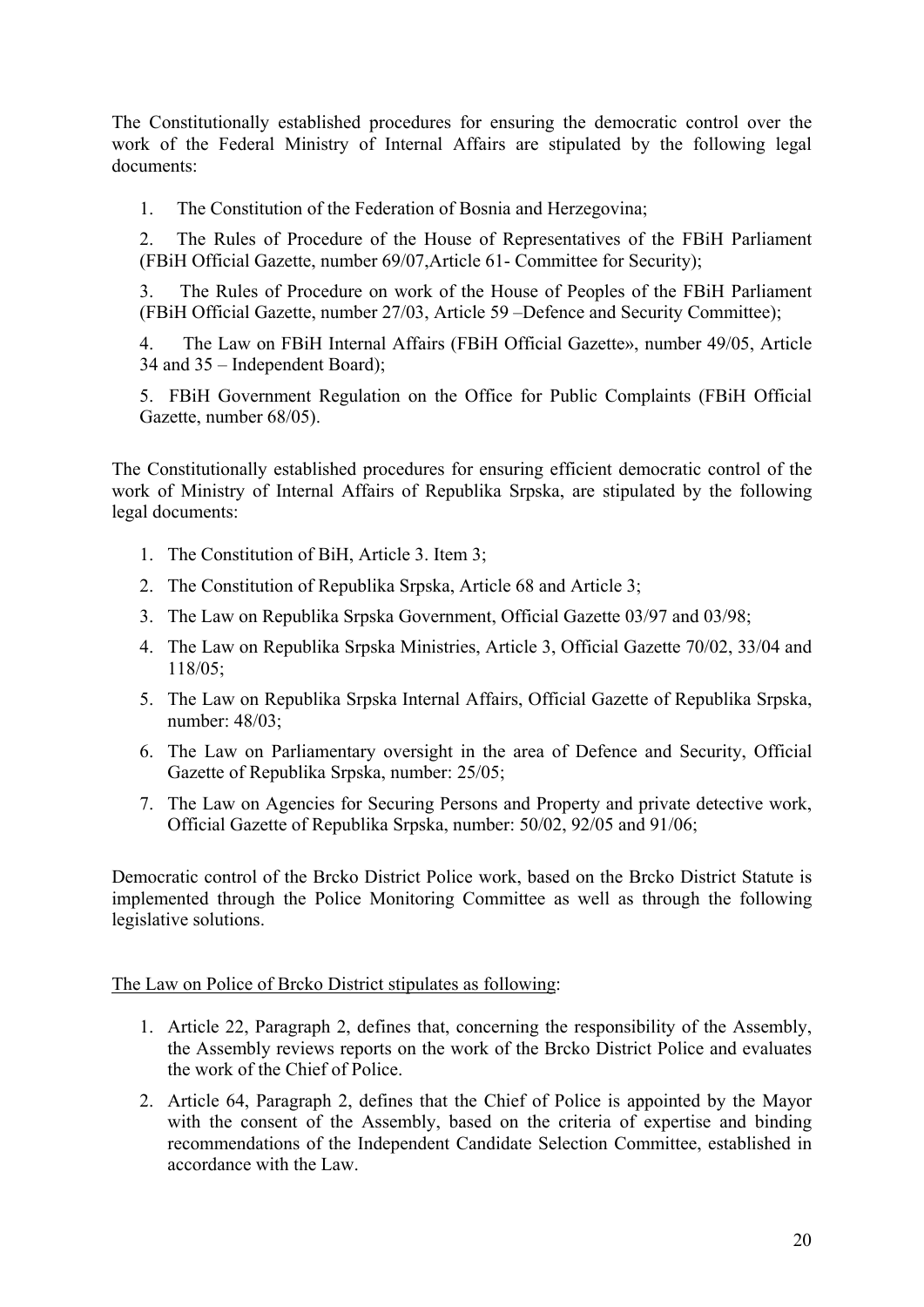The Constitutionally established procedures for ensuring the democratic control over the work of the Federal Ministry of Internal Affairs are stipulated by the following legal documents:

1. The Constitution of the Federation of Bosnia and Herzegovina;
2. The Rules of Procedure of the House of Representatives of the FBiH Parliament (FBiH Official Gazette, number 69/07,Article 61- Committee for Security);
3. The Rules of Procedure on work of the House of Peoples of the FBiH Parliament (FBiH Official Gazette, number 27/03, Article 59 –Defence and Security Committee);
4. The Law on FBiH Internal Affairs (FBiH Official Gazette», number 49/05, Article 34 and 35 – Independent Board);
5. FBiH Government Regulation on the Office for Public Complaints (FBiH Official Gazette, number 68/05).

The Constitutionally established procedures for ensuring efficient democratic control of the work of Ministry of Internal Affairs of Republika Srpska, are stipulated by the following legal documents:

1. The Constitution of BiH, Article 3. Item 3;
2. The Constitution of Republika Srpska, Article 68 and Article 3;
3. The Law on Republika Srpska Government, Official Gazette 03/97 and 03/98;
4. The Law on Republika Srpska Ministries, Article 3, Official Gazette 70/02, 33/04 and 118/05;
5. The Law on Republika Srpska Internal Affairs, Official Gazette of Republika Srpska, number: 48/03;
6. The Law on Parliamentary oversight in the area of Defence and Security, Official Gazette of Republika Srpska, number: 25/05;
7. The Law on Agencies for Securing Persons and Property and private detective work, Official Gazette of Republika Srpska, number: 50/02, 92/05 and 91/06;

Democratic control of the Brcko District Police work, based on the Brcko District Statute is implemented through the Police Monitoring Committee as well as through the following legislative solutions.

The Law on Police of Brcko District stipulates as following:

1. Article 22, Paragraph 2, defines that, concerning the responsibility of the Assembly, the Assembly reviews reports on the work of the Brcko District Police and evaluates the work of the Chief of Police.
2. Article 64, Paragraph 2, defines that the Chief of Police is appointed by the Mayor with the consent of the Assembly, based on the criteria of expertise and binding recommendations of the Independent Candidate Selection Committee, established in accordance with the Law.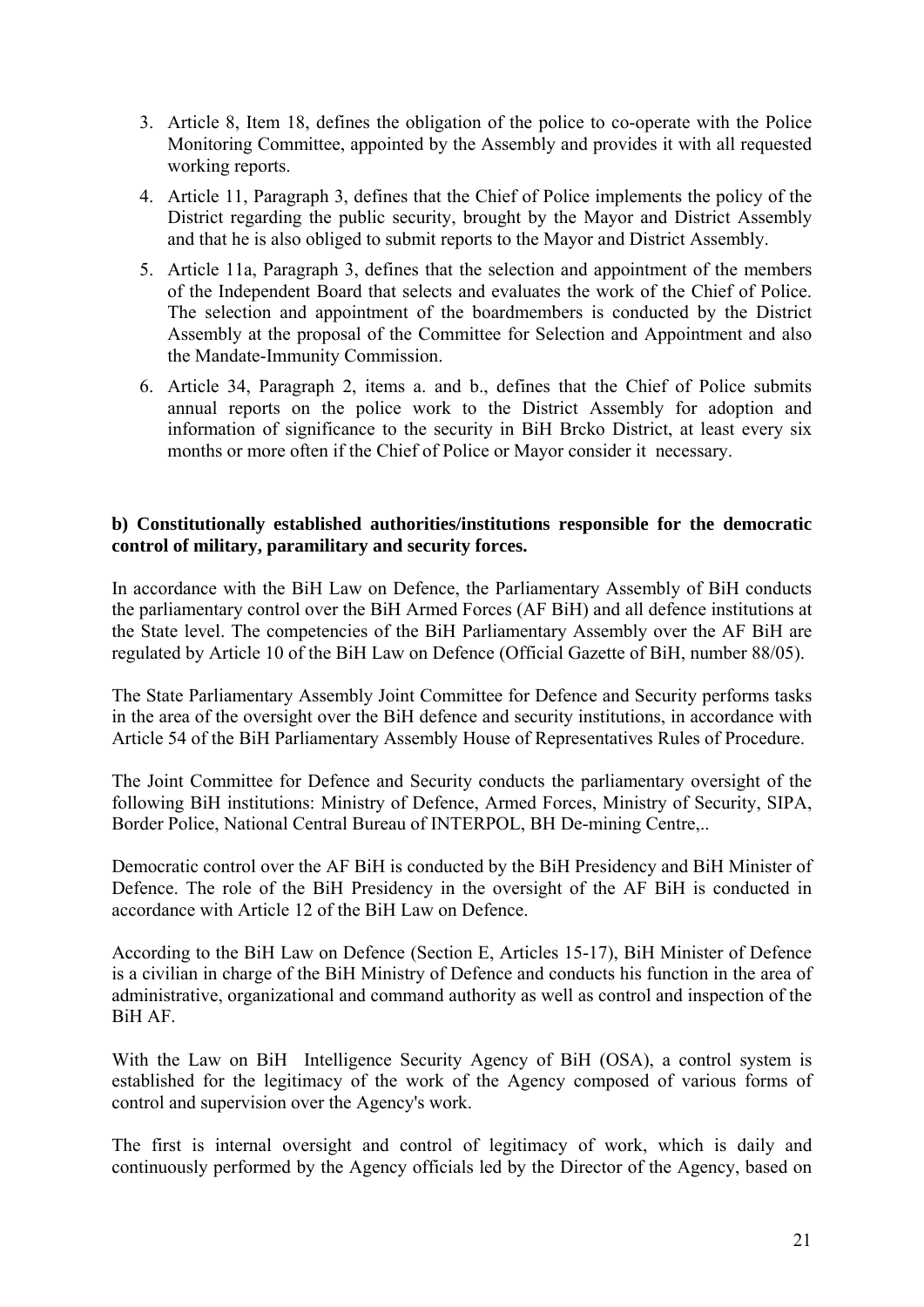3. Article 8, Item 18, defines the obligation of the police to co-operate with the Police Monitoring Committee, appointed by the Assembly and provides it with all requested working reports.
4. Article 11, Paragraph 3, defines that the Chief of Police implements the policy of the District regarding the public security, brought by the Mayor and District Assembly and that he is also obliged to submit reports to the Mayor and District Assembly.
5. Article 11a, Paragraph 3, defines that the selection and appointment of the members of the Independent Board that selects and evaluates the work of the Chief of Police. The selection and appointment of the boardmembers is conducted by the District Assembly at the proposal of the Committee for Selection and Appointment and also the Mandate-Immunity Commission.
6. Article 34, Paragraph 2, items a. and b., defines that the Chief of Police submits annual reports on the police work to the District Assembly for adoption and information of significance to the security in BiH Brcko District, at least every six months or more often if the Chief of Police or Mayor consider it necessary.

**b) Constitutionally established authorities/institutions responsible for the democratic control of military, paramilitary and security forces.**

In accordance with the BiH Law on Defence, the Parliamentary Assembly of BiH conducts the parliamentary control over the BiH Armed Forces (AF BiH) and all defence institutions at the State level. The competencies of the BiH Parliamentary Assembly over the AF BiH are regulated by Article 10 of the BiH Law on Defence (Official Gazette of BiH, number 88/05).

The State Parliamentary Assembly Joint Committee for Defence and Security performs tasks in the area of the oversight over the BiH defence and security institutions, in accordance with Article 54 of the BiH Parliamentary Assembly House of Representatives Rules of Procedure.

The Joint Committee for Defence and Security conducts the parliamentary oversight of the following BiH institutions: Ministry of Defence, Armed Forces, Ministry of Security, SIPA, Border Police, National Central Bureau of INTERPOL, BH De-mining Centre,..

Democratic control over the AF BiH is conducted by the BiH Presidency and BiH Minister of Defence. The role of the BiH Presidency in the oversight of the AF BiH is conducted in accordance with Article 12 of the BiH Law on Defence.

According to the BiH Law on Defence (Section E, Articles 15-17), BiH Minister of Defence is a civilian in charge of the BiH Ministry of Defence and conducts his function in the area of administrative, organizational and command authority as well as control and inspection of the BiH AF.

With the Law on BiH Intelligence Security Agency of BiH (OSA), a control system is established for the legitimacy of the work of the Agency composed of various forms of control and supervision over the Agency's work.

The first is internal oversight and control of legitimacy of work, which is daily and continuously performed by the Agency officials led by the Director of the Agency, based on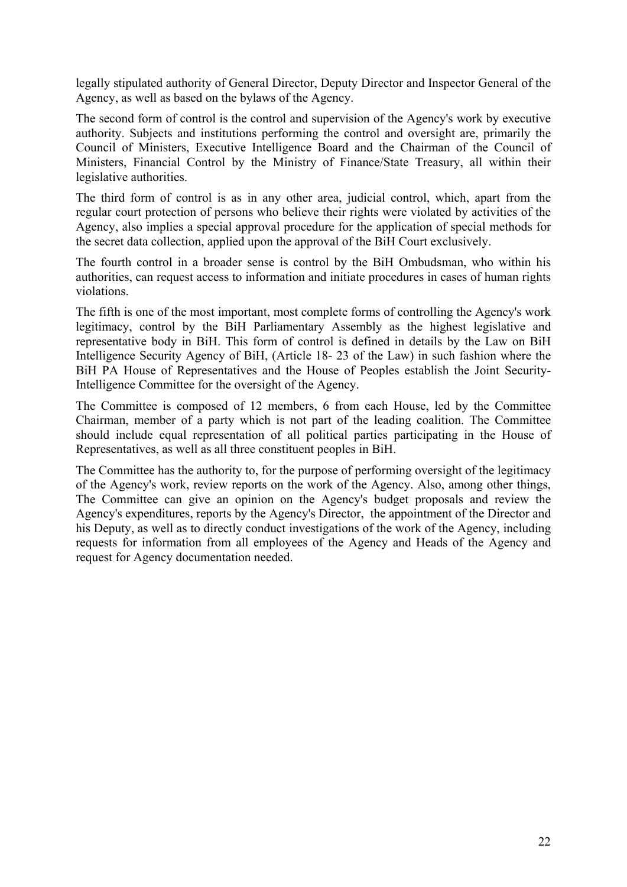legally stipulated authority of General Director, Deputy Director and Inspector General of the Agency, as well as based on the bylaws of the Agency.

The second form of control is the control and supervision of the Agency's work by executive authority. Subjects and institutions performing the control and oversight are, primarily the Council of Ministers, Executive Intelligence Board and the Chairman of the Council of Ministers, Financial Control by the Ministry of Finance/State Treasury, all within their legislative authorities.

The third form of control is as in any other area, judicial control, which, apart from the regular court protection of persons who believe their rights were violated by activities of the Agency, also implies a special approval procedure for the application of special methods for the secret data collection, applied upon the approval of the BiH Court exclusively.

The fourth control in a broader sense is control by the BiH Ombudsman, who within his authorities, can request access to information and initiate procedures in cases of human rights violations.

The fifth is one of the most important, most complete forms of controlling the Agency's work legitimacy, control by the BiH Parliamentary Assembly as the highest legislative and representative body in BiH. This form of control is defined in details by the Law on BiH Intelligence Security Agency of BiH, (Article 18- 23 of the Law) in such fashion where the BiH PA House of Representatives and the House of Peoples establish the Joint Security-Intelligence Committee for the oversight of the Agency.

The Committee is composed of 12 members, 6 from each House, led by the Committee Chairman, member of a party which is not part of the leading coalition. The Committee should include equal representation of all political parties participating in the House of Representatives, as well as all three constituent peoples in BiH.

The Committee has the authority to, for the purpose of performing oversight of the legitimacy of the Agency's work, review reports on the work of the Agency. Also, among other things, The Committee can give an opinion on the Agency's budget proposals and review the Agency's expenditures, reports by the Agency's Director, the appointment of the Director and his Deputy, as well as to directly conduct investigations of the work of the Agency, including requests for information from all employees of the Agency and Heads of the Agency and request for Agency documentation needed.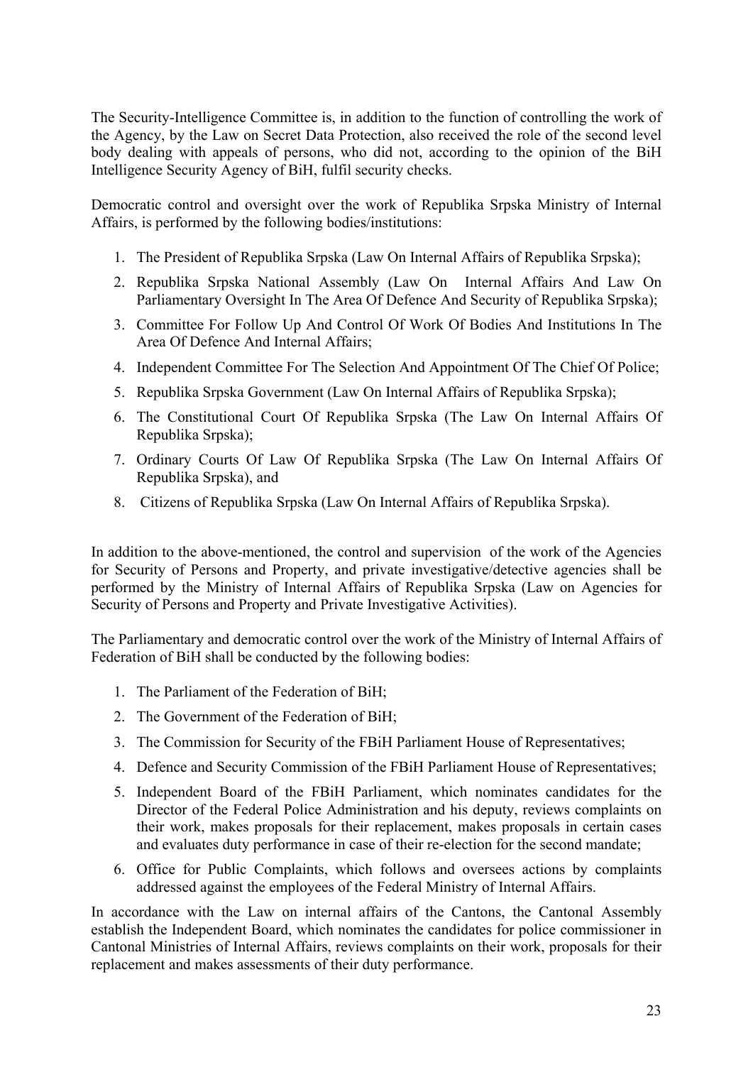The Security-Intelligence Committee is, in addition to the function of controlling the work of the Agency, by the Law on Secret Data Protection, also received the role of the second level body dealing with appeals of persons, who did not, according to the opinion of the BiH Intelligence Security Agency of BiH, fulfil security checks.

Democratic control and oversight over the work of Republika Srpska Ministry of Internal Affairs, is performed by the following bodies/institutions:

1. The President of Republika Srpska (Law On Internal Affairs of Republika Srpska);
2. Republika Srpska National Assembly (Law On Internal Affairs And Law On Parliamentary Oversight In The Area Of Defence And Security of Republika Srpska);
3. Committee For Follow Up And Control Of Work Of Bodies And Institutions In The Area Of Defence And Internal Affairs;
4. Independent Committee For The Selection And Appointment Of The Chief Of Police;
5. Republika Srpska Government (Law On Internal Affairs of Republika Srpska);
6. The Constitutional Court Of Republika Srpska (The Law On Internal Affairs Of Republika Srpska);
7. Ordinary Courts Of Law Of Republika Srpska (The Law On Internal Affairs Of Republika Srpska), and
8. Citizens of Republika Srpska (Law On Internal Affairs of Republika Srpska).

In addition to the above-mentioned, the control and supervision of the work of the Agencies for Security of Persons and Property, and private investigative/detective agencies shall be performed by the Ministry of Internal Affairs of Republika Srpska (Law on Agencies for Security of Persons and Property and Private Investigative Activities).

The Parliamentary and democratic control over the work of the Ministry of Internal Affairs of Federation of BiH shall be conducted by the following bodies:

1. The Parliament of the Federation of BiH;
2. The Government of the Federation of BiH;
3. The Commission for Security of the FBiH Parliament House of Representatives;
4. Defence and Security Commission of the FBiH Parliament House of Representatives;
5. Independent Board of the FBiH Parliament, which nominates candidates for the Director of the Federal Police Administration and his deputy, reviews complaints on their work, makes proposals for their replacement, makes proposals in certain cases and evaluates duty performance in case of their re-election for the second mandate;
6. Office for Public Complaints, which follows and oversees actions by complaints addressed against the employees of the Federal Ministry of Internal Affairs.

In accordance with the Law on internal affairs of the Cantons, the Cantonal Assembly establish the Independent Board, which nominates the candidates for police commissioner in Cantonal Ministries of Internal Affairs, reviews complaints on their work, proposals for their replacement and makes assessments of their duty performance.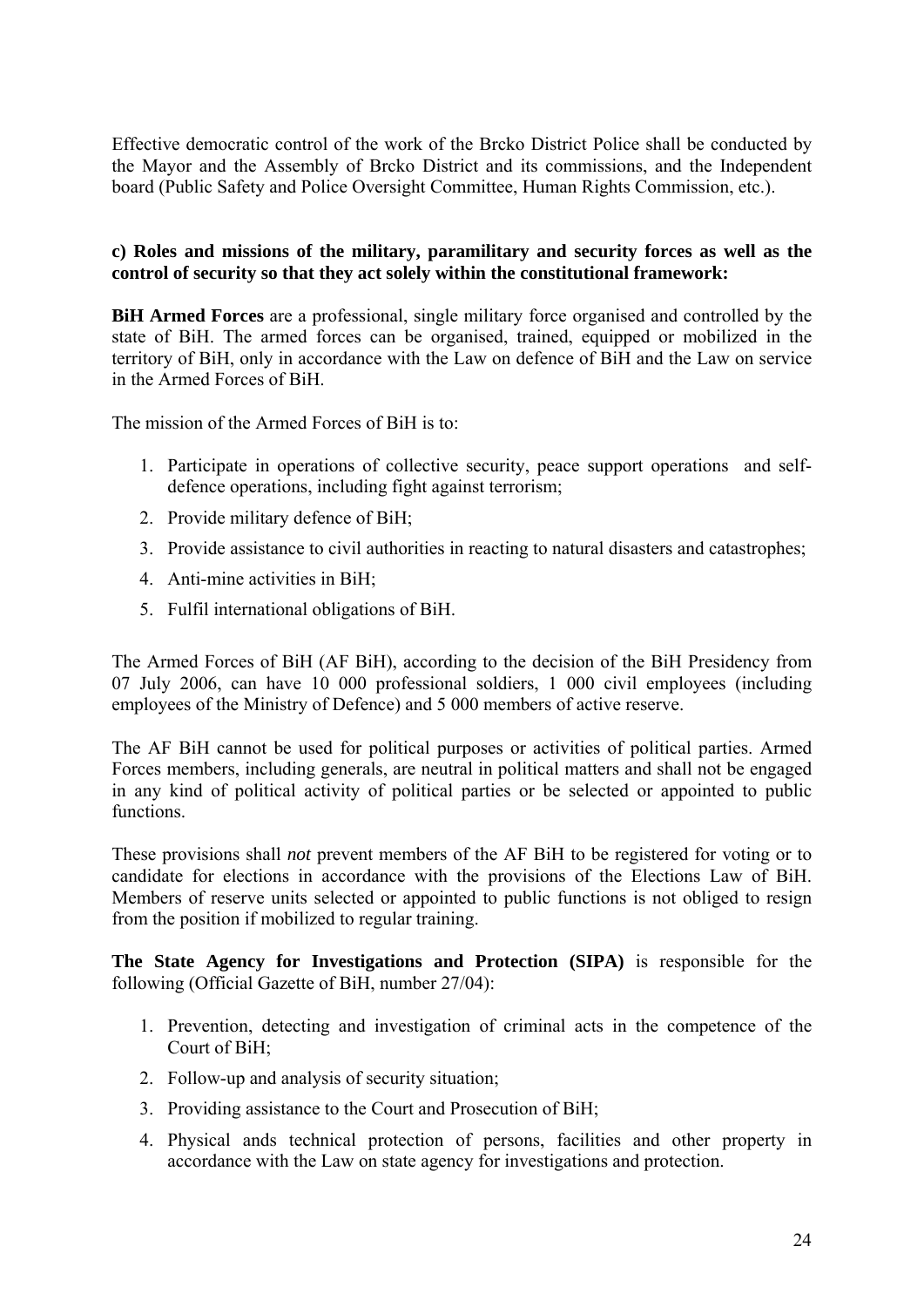Effective democratic control of the work of the Brcko District Police shall be conducted by the Mayor and the Assembly of Brcko District and its commissions, and the Independent board (Public Safety and Police Oversight Committee, Human Rights Commission, etc.).

**c) Roles and missions of the military, paramilitary and security forces as well as the control of security so that they act solely within the constitutional framework:**

**BiH Armed Forces** are a professional, single military force organised and controlled by the state of BiH. The armed forces can be organised, trained, equipped or mobilized in the territory of BiH, only in accordance with the Law on defence of BiH and the Law on service in the Armed Forces of BiH.

The mission of the Armed Forces of BiH is to:

1. Participate in operations of collective security, peace support operations and self-defence operations, including fight against terrorism;
2. Provide military defence of BiH;
3. Provide assistance to civil authorities in reacting to natural disasters and catastrophes;
4. Anti-mine activities in BiH;
5. Fulfil international obligations of BiH.

The Armed Forces of BiH (AF BiH), according to the decision of the BiH Presidency from 07 July 2006, can have 10 000 professional soldiers, 1 000 civil employees (including employees of the Ministry of Defence) and 5 000 members of active reserve.

The AF BiH cannot be used for political purposes or activities of political parties. Armed Forces members, including generals, are neutral in political matters and shall not be engaged in any kind of political activity of political parties or be selected or appointed to public functions.

These provisions shall *not* prevent members of the AF BiH to be registered for voting or to candidate for elections in accordance with the provisions of the Elections Law of BiH. Members of reserve units selected or appointed to public functions is not obliged to resign from the position if mobilized to regular training.

**The State Agency for Investigations and Protection (SIPA)** is responsible for the following (Official Gazette of BiH, number 27/04):

1. Prevention, detecting and investigation of criminal acts in the competence of the Court of BiH;
2. Follow-up and analysis of security situation;
3. Providing assistance to the Court and Prosecution of BiH;
4. Physical ands technical protection of persons, facilities and other property in accordance with the Law on state agency for investigations and protection.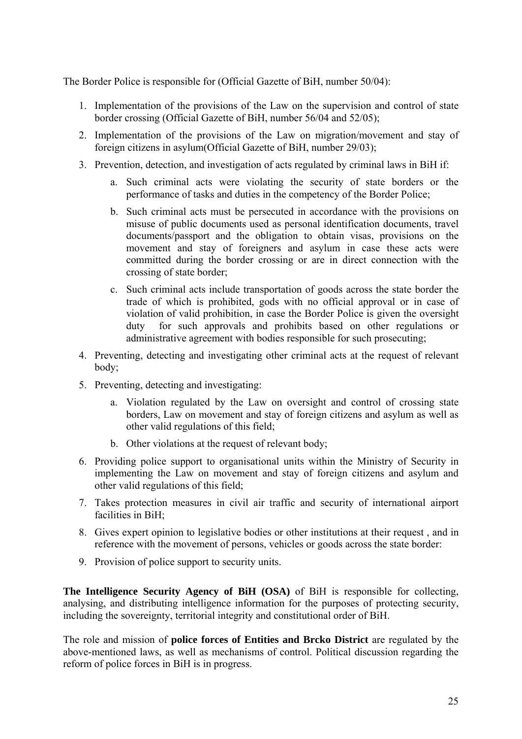The Border Police is responsible for (Official Gazette of BiH, number 50/04):

1. Implementation of the provisions of the Law on the supervision and control of state border crossing (Official Gazette of BiH, number 56/04 and 52/05);
2. Implementation of the provisions of the Law on migration/movement and stay of foreign citizens in asylum(Official Gazette of BiH, number 29/03);
3. Prevention, detection, and investigation of acts regulated by criminal laws in BiH if:
   a. Such criminal acts were violating the security of state borders or the performance of tasks and duties in the competency of the Border Police;
   b. Such criminal acts must be persecuted in accordance with the provisions on misuse of public documents used as personal identification documents, travel documents/passport and the obligation to obtain visas, provisions on the movement and stay of foreigners and asylum in case these acts were committed during the border crossing or are in direct connection with the crossing of state border;
   c. Such criminal acts include transportation of goods across the state border the trade of which is prohibited, gods with no official approval or in case of violation of valid prohibition, in case the Border Police is given the oversight duty for such approvals and prohibits based on other regulations or administrative agreement with bodies responsible for such prosecuting;
4. Preventing, detecting and investigating other criminal acts at the request of relevant body;
5. Preventing, detecting and investigating:
   a. Violation regulated by the Law on oversight and control of crossing state borders, Law on movement and stay of foreign citizens and asylum as well as other valid regulations of this field;
   b. Other violations at the request of relevant body;
6. Providing police support to organisational units within the Ministry of Security in implementing the Law on movement and stay of foreign citizens and asylum and other valid regulations of this field;
7. Takes protection measures in civil air traffic and security of international airport facilities in BiH;
8. Gives expert opinion to legislative bodies or other institutions at their request , and in reference with the movement of persons, vehicles or goods across the state border:
9. Provision of police support to security units.

**The Intelligence Security Agency of BiH (OSA)** of BiH is responsible for collecting, analysing, and distributing intelligence information for the purposes of protecting security, including the sovereignty, territorial integrity and constitutional order of BiH.

The role and mission of **police forces of Entities and Brcko District** are regulated by the above-mentioned laws, as well as mechanisms of control. Political discussion regarding the reform of police forces in BiH is in progress.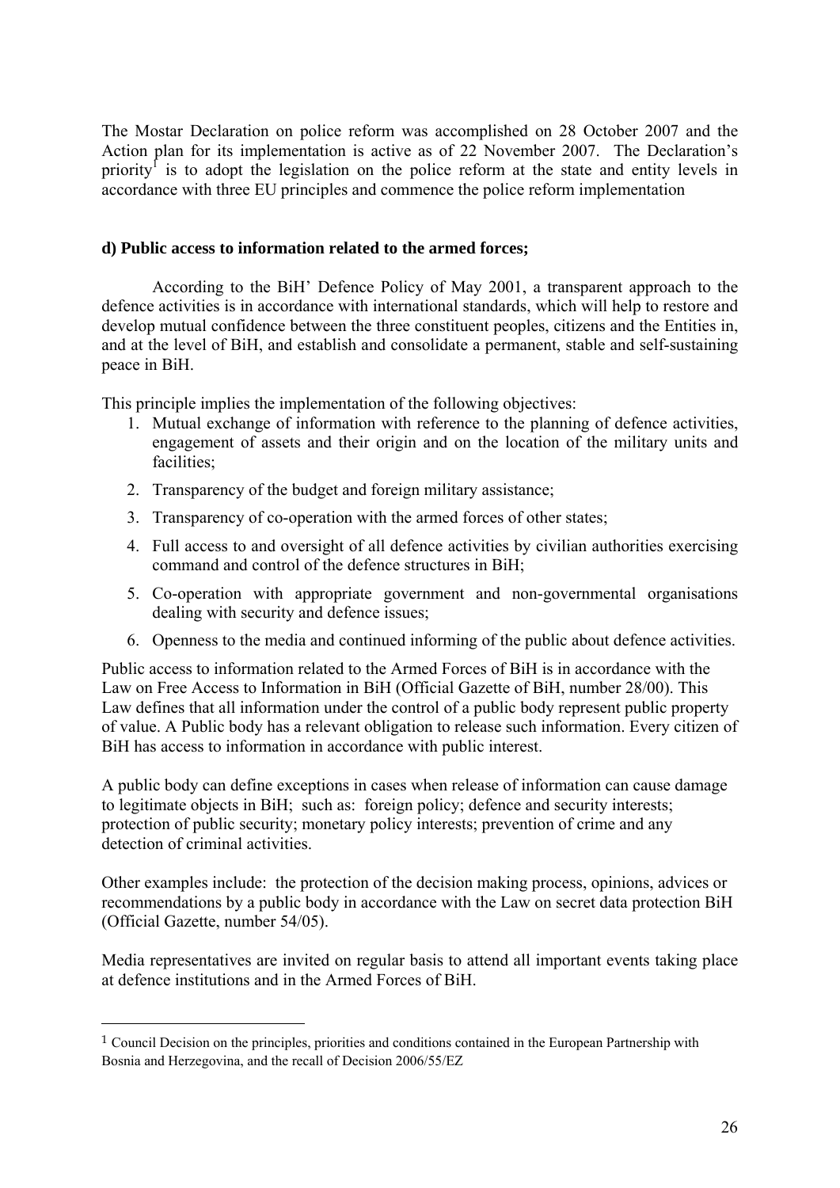The Mostar Declaration on police reform was accomplished on 28 October 2007 and the Action plan for its implementation is active as of 22 November 2007. The Declaration's priority[1] is to adopt the legislation on the police reform at the state and entity levels in accordance with three EU principles and commence the police reform implementation

**d) Public access to information related to the armed forces;**

According to the BiH' Defence Policy of May 2001, a transparent approach to the defence activities is in accordance with international standards, which will help to restore and develop mutual confidence between the three constituent peoples, citizens and the Entities in, and at the level of BiH, and establish and consolidate a permanent, stable and self-sustaining peace in BiH.

This principle implies the implementation of the following objectives:

1. Mutual exchange of information with reference to the planning of defence activities, engagement of assets and their origin and on the location of the military units and facilities;
2. Transparency of the budget and foreign military assistance;
3. Transparency of co-operation with the armed forces of other states;
4. Full access to and oversight of all defence activities by civilian authorities exercising command and control of the defence structures in BiH;
5. Co-operation with appropriate government and non-governmental organisations dealing with security and defence issues;
6. Openness to the media and continued informing of the public about defence activities.

Public access to information related to the Armed Forces of BiH is in accordance with the Law on Free Access to Information in BiH (Official Gazette of BiH, number 28/00). This Law defines that all information under the control of a public body represent public property of value. A Public body has a relevant obligation to release such information. Every citizen of BiH has access to information in accordance with public interest.

A public body can define exceptions in cases when release of information can cause damage to legitimate objects in BiH; such as: foreign policy; defence and security interests; protection of public security; monetary policy interests; prevention of crime and any detection of criminal activities.

Other examples include: the protection of the decision making process, opinions, advices or recommendations by a public body in accordance with the Law on secret data protection BiH (Official Gazette, number 54/05).

Media representatives are invited on regular basis to attend all important events taking place at defence institutions and in the Armed Forces of BiH.

---

[1] Council Decision on the principles, priorities and conditions contained in the European Partnership with Bosnia and Herzegovina, and the recall of Decision 2006/55/EZ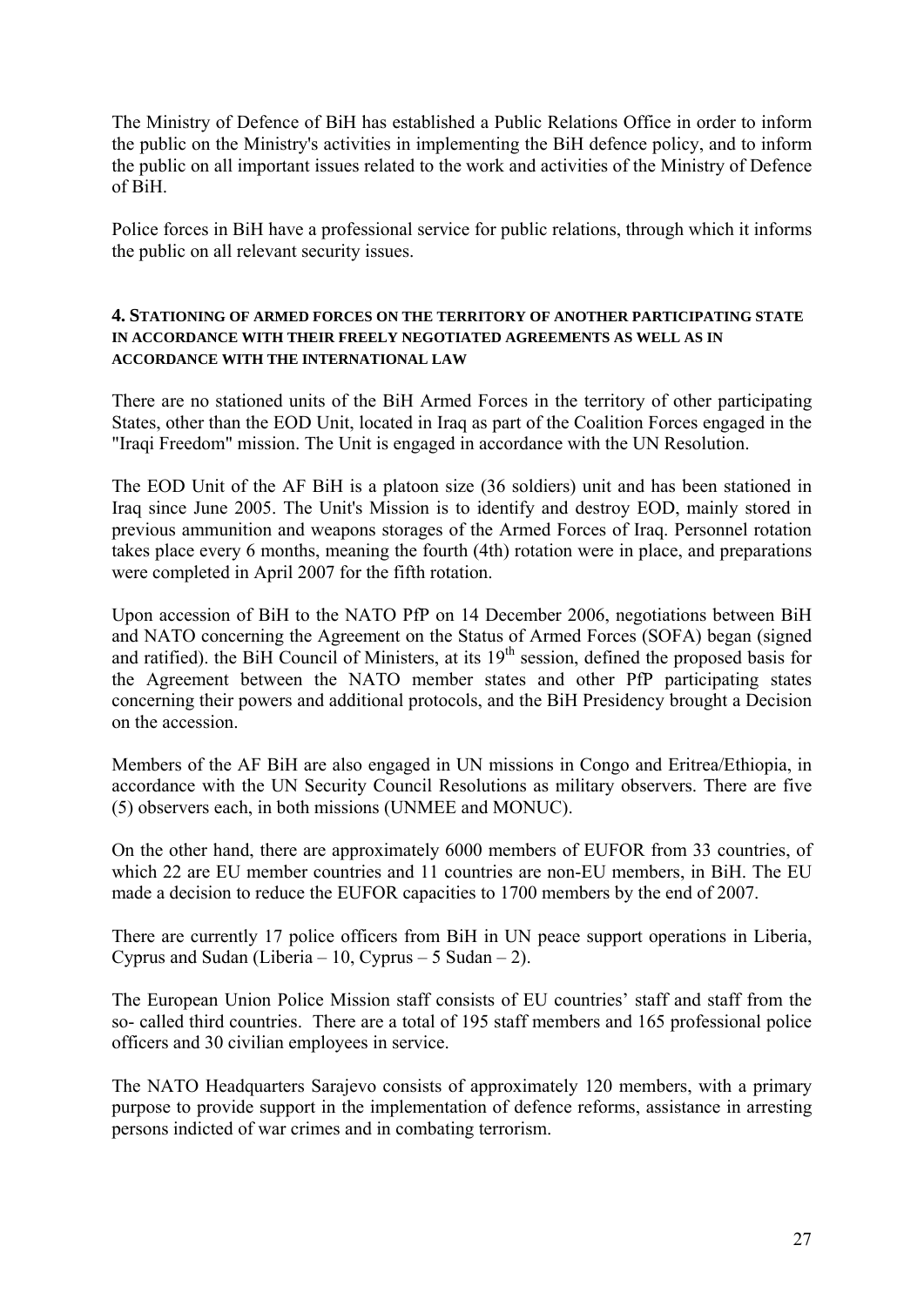The Ministry of Defence of BiH has established a Public Relations Office in order to inform the public on the Ministry's activities in implementing the BiH defence policy, and to inform the public on all important issues related to the work and activities of the Ministry of Defence of BiH.

Police forces in BiH have a professional service for public relations, through which it informs the public on all relevant security issues.

### 4. STATIONING OF ARMED FORCES ON THE TERRITORY OF ANOTHER PARTICIPATING STATE IN ACCORDANCE WITH THEIR FREELY NEGOTIATED AGREEMENTS AS WELL AS IN ACCORDANCE WITH THE INTERNATIONAL LAW

There are no stationed units of the BiH Armed Forces in the territory of other participating States, other than the EOD Unit, located in Iraq as part of the Coalition Forces engaged in the "Iraqi Freedom" mission. The Unit is engaged in accordance with the UN Resolution.

The EOD Unit of the AF BiH is a platoon size (36 soldiers) unit and has been stationed in Iraq since June 2005. The Unit's Mission is to identify and destroy EOD, mainly stored in previous ammunition and weapons storages of the Armed Forces of Iraq. Personnel rotation takes place every 6 months, meaning the fourth (4th) rotation were in place, and preparations were completed in April 2007 for the fifth rotation.

Upon accession of BiH to the NATO PfP on 14 December 2006, negotiations between BiH and NATO concerning the Agreement on the Status of Armed Forces (SOFA) began (signed and ratified). the BiH Council of Ministers, at its 19th session, defined the proposed basis for the Agreement between the NATO member states and other PfP participating states concerning their powers and additional protocols, and the BiH Presidency brought a Decision on the accession.

Members of the AF BiH are also engaged in UN missions in Congo and Eritrea/Ethiopia, in accordance with the UN Security Council Resolutions as military observers. There are five (5) observers each, in both missions (UNMEE and MONUC).

On the other hand, there are approximately 6000 members of EUFOR from 33 countries, of which 22 are EU member countries and 11 countries are non-EU members, in BiH. The EU made a decision to reduce the EUFOR capacities to 1700 members by the end of 2007.

There are currently 17 police officers from BiH in UN peace support operations in Liberia, Cyprus and Sudan (Liberia – 10, Cyprus – 5 Sudan – 2).

The European Union Police Mission staff consists of EU countries' staff and staff from the so- called third countries. There are a total of 195 staff members and 165 professional police officers and 30 civilian employees in service.

The NATO Headquarters Sarajevo consists of approximately 120 members, with a primary purpose to provide support in the implementation of defence reforms, assistance in arresting persons indicted of war crimes and in combating terrorism.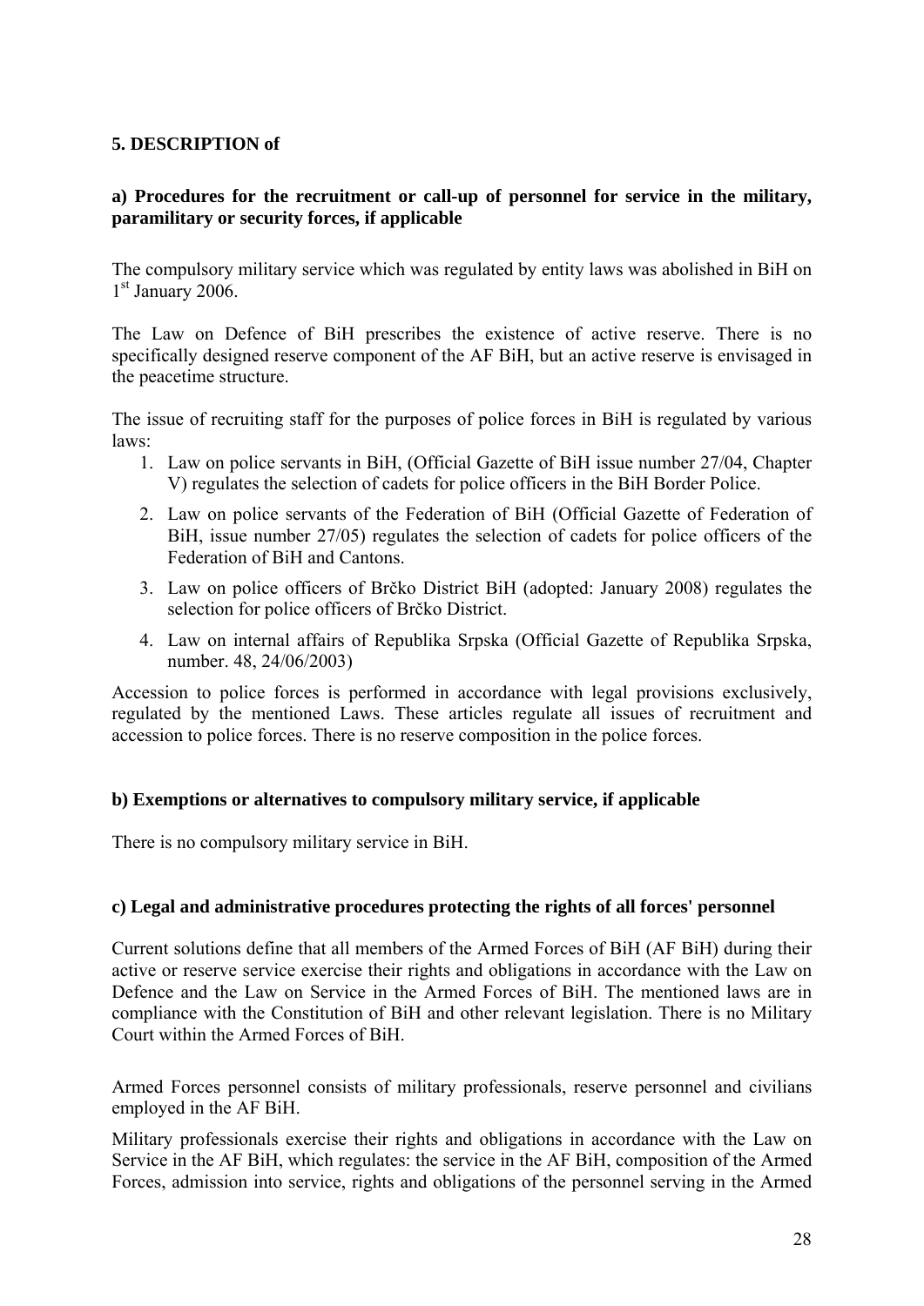**5. DESCRIPTION of**

**a) Procedures for the recruitment or call-up of personnel for service in the military, paramilitary or security forces, if applicable**

The compulsory military service which was regulated by entity laws was abolished in BiH on 1st January 2006.

The Law on Defence of BiH prescribes the existence of active reserve. There is no specifically designed reserve component of the AF BiH, but an active reserve is envisaged in the peacetime structure.

The issue of recruiting staff for the purposes of police forces in BiH is regulated by various laws:

1. Law on police servants in BiH, (Official Gazette of BiH issue number 27/04, Chapter V) regulates the selection of cadets for police officers in the BiH Border Police.
2. Law on police servants of the Federation of BiH (Official Gazette of Federation of BiH, issue number 27/05) regulates the selection of cadets for police officers of the Federation of BiH and Cantons.
3. Law on police officers of Brčko District BiH (adopted: January 2008) regulates the selection for police officers of Brčko District.
4. Law on internal affairs of Republika Srpska (Official Gazette of Republika Srpska, number. 48, 24/06/2003)

Accession to police forces is performed in accordance with legal provisions exclusively, regulated by the mentioned Laws. These articles regulate all issues of recruitment and accession to police forces. There is no reserve composition in the police forces.

**b) Exemptions or alternatives to compulsory military service, if applicable**

There is no compulsory military service in BiH.

**c) Legal and administrative procedures protecting the rights of all forces' personnel**

Current solutions define that all members of the Armed Forces of BiH (AF BiH) during their active or reserve service exercise their rights and obligations in accordance with the Law on Defence and the Law on Service in the Armed Forces of BiH. The mentioned laws are in compliance with the Constitution of BiH and other relevant legislation. There is no Military Court within the Armed Forces of BiH.

Armed Forces personnel consists of military professionals, reserve personnel and civilians employed in the AF BiH.

Military professionals exercise their rights and obligations in accordance with the Law on Service in the AF BiH, which regulates: the service in the AF BiH, composition of the Armed Forces, admission into service, rights and obligations of the personnel serving in the Armed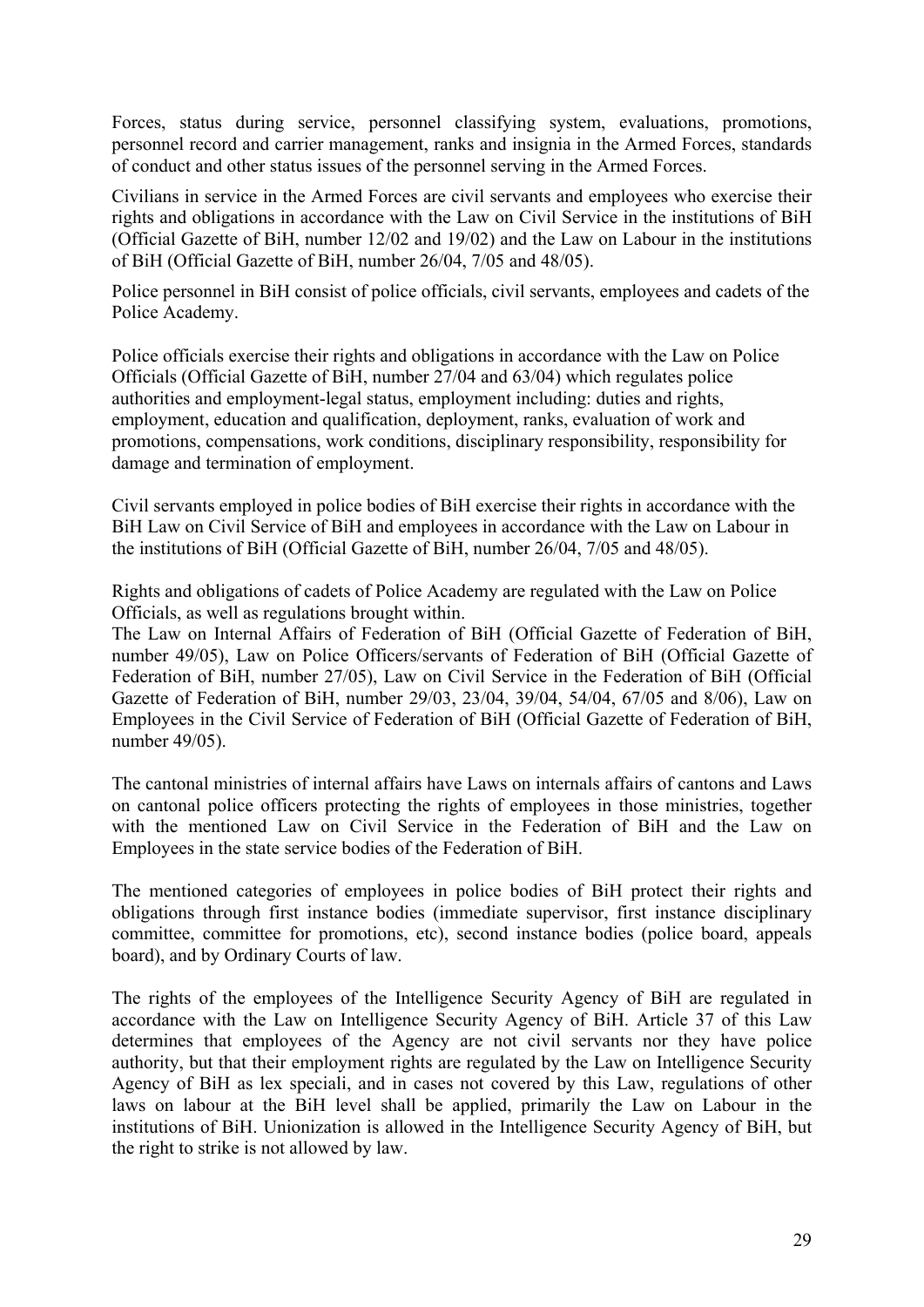Forces, status during service, personnel classifying system, evaluations, promotions, personnel record and carrier management, ranks and insignia in the Armed Forces, standards of conduct and other status issues of the personnel serving in the Armed Forces.

Civilians in service in the Armed Forces are civil servants and employees who exercise their rights and obligations in accordance with the Law on Civil Service in the institutions of BiH (Official Gazette of BiH, number 12/02 and 19/02) and the Law on Labour in the institutions of BiH (Official Gazette of BiH, number 26/04, 7/05 and 48/05).

Police personnel in BiH consist of police officials, civil servants, employees and cadets of the Police Academy.

Police officials exercise their rights and obligations in accordance with the Law on Police Officials (Official Gazette of BiH, number 27/04 and 63/04) which regulates police authorities and employment-legal status, employment including: duties and rights, employment, education and qualification, deployment, ranks, evaluation of work and promotions, compensations, work conditions, disciplinary responsibility, responsibility for damage and termination of employment.

Civil servants employed in police bodies of BiH exercise their rights in accordance with the BiH Law on Civil Service of BiH and employees in accordance with the Law on Labour in the institutions of BiH (Official Gazette of BiH, number 26/04, 7/05 and 48/05).

Rights and obligations of cadets of Police Academy are regulated with the Law on Police Officials, as well as regulations brought within.
The Law on Internal Affairs of Federation of BiH (Official Gazette of Federation of BiH, number 49/05), Law on Police Officers/servants of Federation of BiH (Official Gazette of Federation of BiH, number 27/05), Law on Civil Service in the Federation of BiH (Official Gazette of Federation of BiH, number 29/03, 23/04, 39/04, 54/04, 67/05 and 8/06), Law on Employees in the Civil Service of Federation of BiH (Official Gazette of Federation of BiH, number 49/05).

The cantonal ministries of internal affairs have Laws on internals affairs of cantons and Laws on cantonal police officers protecting the rights of employees in those ministries, together with the mentioned Law on Civil Service in the Federation of BiH and the Law on Employees in the state service bodies of the Federation of BiH.

The mentioned categories of employees in police bodies of BiH protect their rights and obligations through first instance bodies (immediate supervisor, first instance disciplinary committee, committee for promotions, etc), second instance bodies (police board, appeals board), and by Ordinary Courts of law.

The rights of the employees of the Intelligence Security Agency of BiH are regulated in accordance with the Law on Intelligence Security Agency of BiH. Article 37 of this Law determines that employees of the Agency are not civil servants nor they have police authority, but that their employment rights are regulated by the Law on Intelligence Security Agency of BiH as lex speciali, and in cases not covered by this Law, regulations of other laws on labour at the BiH level shall be applied, primarily the Law on Labour in the institutions of BiH. Unionization is allowed in the Intelligence Security Agency of BiH, but the right to strike is not allowed by law.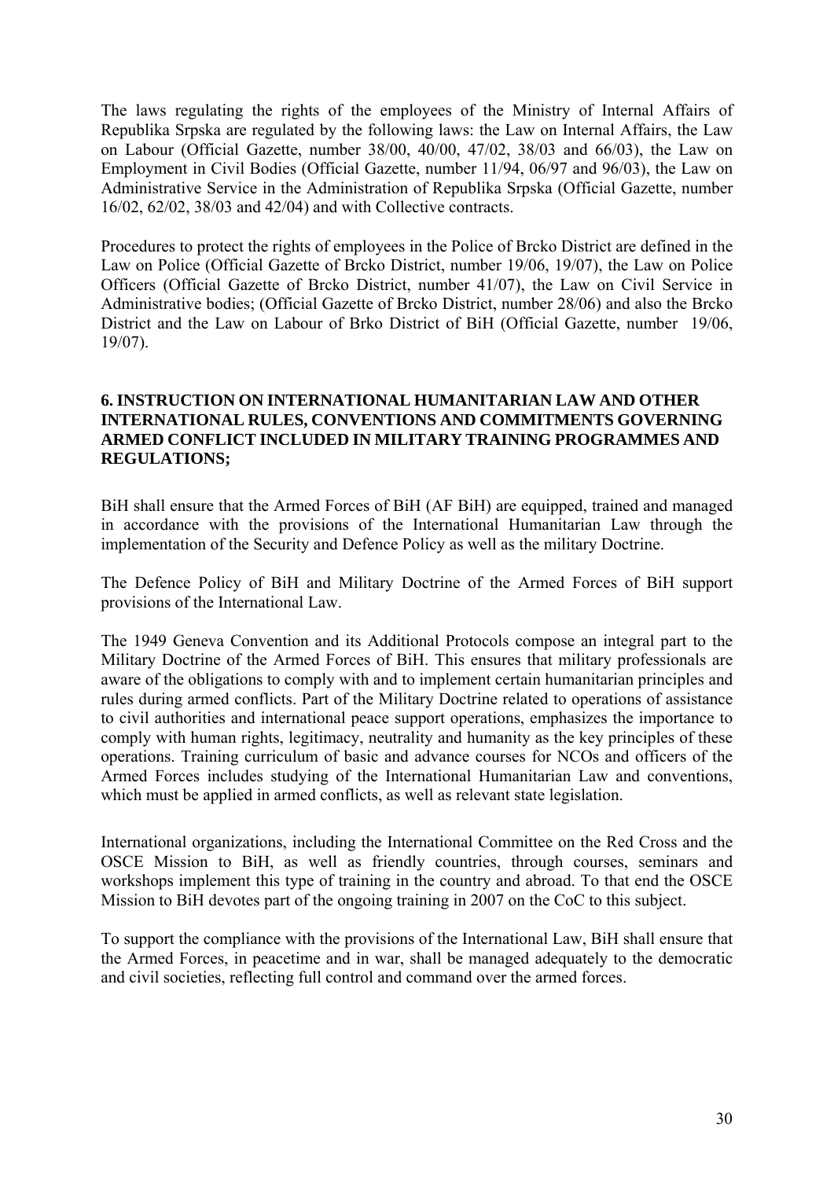The laws regulating the rights of the employees of the Ministry of Internal Affairs of Republika Srpska are regulated by the following laws: the Law on Internal Affairs, the Law on Labour (Official Gazette, number 38/00, 40/00, 47/02, 38/03 and 66/03), the Law on Employment in Civil Bodies (Official Gazette, number 11/94, 06/97 and 96/03), the Law on Administrative Service in the Administration of Republika Srpska (Official Gazette, number 16/02, 62/02, 38/03 and 42/04) and with Collective contracts.

Procedures to protect the rights of employees in the Police of Brcko District are defined in the Law on Police (Official Gazette of Brcko District, number 19/06, 19/07), the Law on Police Officers (Official Gazette of Brcko District, number 41/07), the Law on Civil Service in Administrative bodies; (Official Gazette of Brcko District, number 28/06) and also the Brcko District and the Law on Labour of Brko District of BiH (Official Gazette, number 19/06, 19/07).

## 6. INSTRUCTION ON INTERNATIONAL HUMANITARIAN LAW AND OTHER INTERNATIONAL RULES, CONVENTIONS AND COMMITMENTS GOVERNING ARMED CONFLICT INCLUDED IN MILITARY TRAINING PROGRAMMES AND REGULATIONS;

BiH shall ensure that the Armed Forces of BiH (AF BiH) are equipped, trained and managed in accordance with the provisions of the International Humanitarian Law through the implementation of the Security and Defence Policy as well as the military Doctrine.

The Defence Policy of BiH and Military Doctrine of the Armed Forces of BiH support provisions of the International Law.

The 1949 Geneva Convention and its Additional Protocols compose an integral part to the Military Doctrine of the Armed Forces of BiH. This ensures that military professionals are aware of the obligations to comply with and to implement certain humanitarian principles and rules during armed conflicts. Part of the Military Doctrine related to operations of assistance to civil authorities and international peace support operations, emphasizes the importance to comply with human rights, legitimacy, neutrality and humanity as the key principles of these operations. Training curriculum of basic and advance courses for NCOs and officers of the Armed Forces includes studying of the International Humanitarian Law and conventions, which must be applied in armed conflicts, as well as relevant state legislation.

International organizations, including the International Committee on the Red Cross and the OSCE Mission to BiH, as well as friendly countries, through courses, seminars and workshops implement this type of training in the country and abroad. To that end the OSCE Mission to BiH devotes part of the ongoing training in 2007 on the CoC to this subject.

To support the compliance with the provisions of the International Law, BiH shall ensure that the Armed Forces, in peacetime and in war, shall be managed adequately to the democratic and civil societies, reflecting full control and command over the armed forces.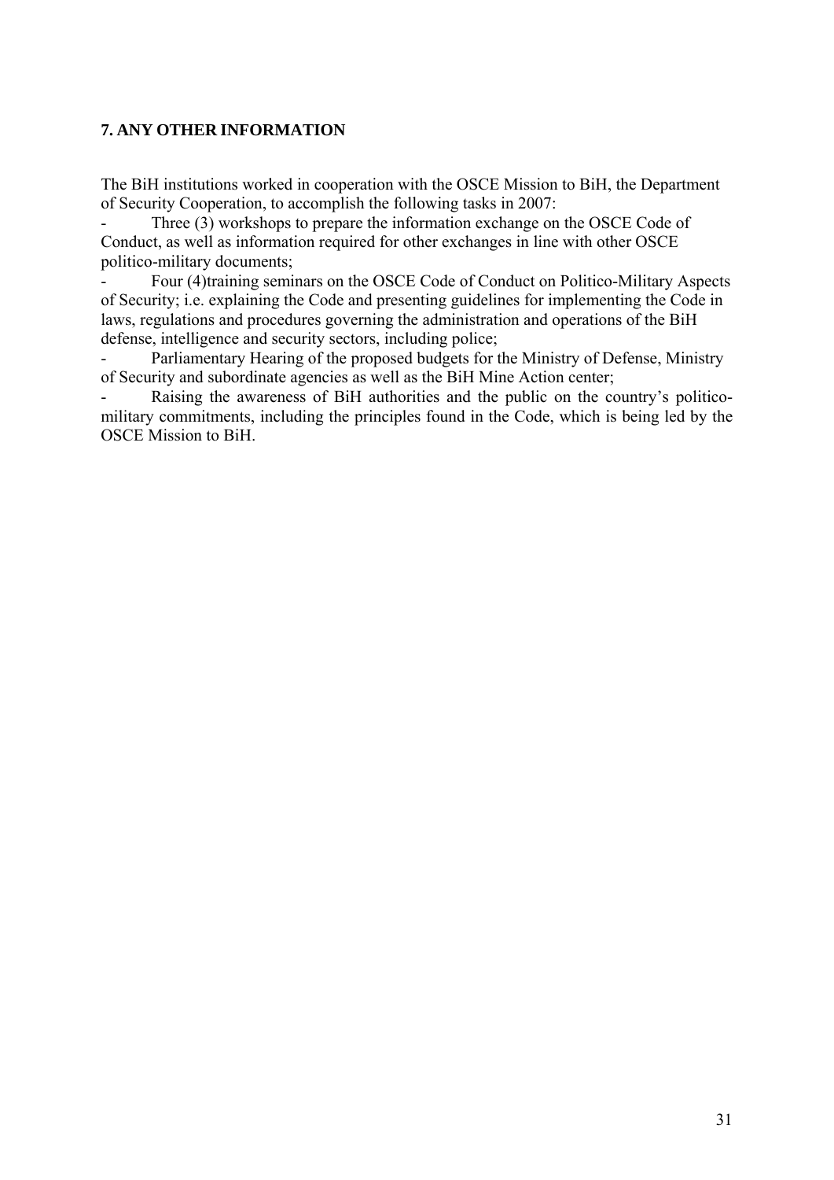**7. ANY OTHER INFORMATION**

The BiH institutions worked in cooperation with the OSCE Mission to BiH, the Department of Security Cooperation, to accomplish the following tasks in 2007:

- Three (3) workshops to prepare the information exchange on the OSCE Code of Conduct, as well as information required for other exchanges in line with other OSCE politico-military documents;
- Four (4)training seminars on the OSCE Code of Conduct on Politico-Military Aspects of Security; i.e. explaining the Code and presenting guidelines for implementing the Code in laws, regulations and procedures governing the administration and operations of the BiH defense, intelligence and security sectors, including police;
- Parliamentary Hearing of the proposed budgets for the Ministry of Defense, Ministry of Security and subordinate agencies as well as the BiH Mine Action center;
- Raising the awareness of BiH authorities and the public on the country's politico-military commitments, including the principles found in the Code, which is being led by the OSCE Mission to BiH.